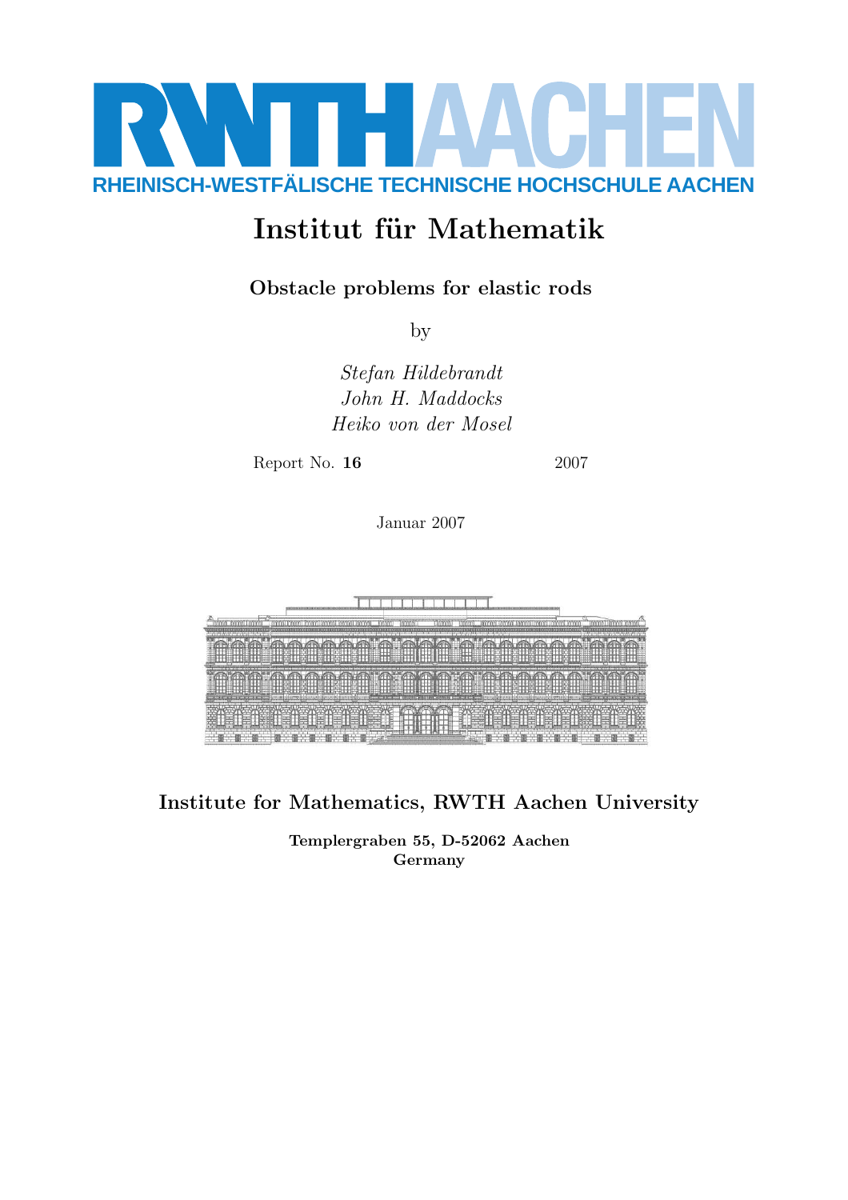RWTH AACHEN

RHEINISCH-WESTFÄLISCHE TECHNISCHE HOCHSCHULE AACHEN

# Institut für Mathematik

## Obstacle problems for elastic rods

by

*Stefan Hildebrandt*
*John H. Maddocks*
*Heiko von der Mosel*

Report No. **16** 2007

Januar 2007

**Institute for Mathematics, RWTH Aachen University**

**Templergraben 55, D-52062 Aachen**
**Germany**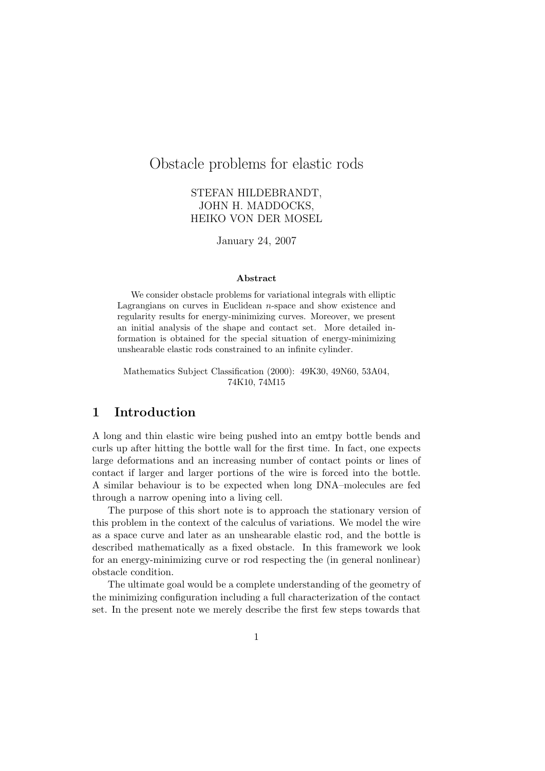# Obstacle problems for elastic rods

STEFAN HILDEBRANDT,
JOHN H. MADDOCKS,
HEIKO VON DER MOSEL

January 24, 2007

### Abstract

We consider obstacle problems for variational integrals with elliptic Lagrangians on curves in Euclidean $n$-space and show existence and regularity results for energy-minimizing curves. Moreover, we present an initial analysis of the shape and contact set. More detailed information is obtained for the special situation of energy-minimizing unshearable elastic rods constrained to an infinite cylinder.

Mathematics Subject Classification (2000): 49K30, 49N60, 53A04, 74K10, 74M15

## 1 Introduction

A long and thin elastic wire being pushed into an emtpy bottle bends and curls up after hitting the bottle wall for the first time. In fact, one expects large deformations and an increasing number of contact points or lines of contact if larger and larger portions of the wire is forced into the bottle. A similar behaviour is to be expected when long DNA–molecules are fed through a narrow opening into a living cell.

The purpose of this short note is to approach the stationary version of this problem in the context of the calculus of variations. We model the wire as a space curve and later as an unshearable elastic rod, and the bottle is described mathematically as a fixed obstacle. In this framework we look for an energy-minimizing curve or rod respecting the (in general nonlinear) obstacle condition.

The ultimate goal would be a complete understanding of the geometry of the minimizing configuration including a full characterization of the contact set. In the present note we merely describe the first few steps towards that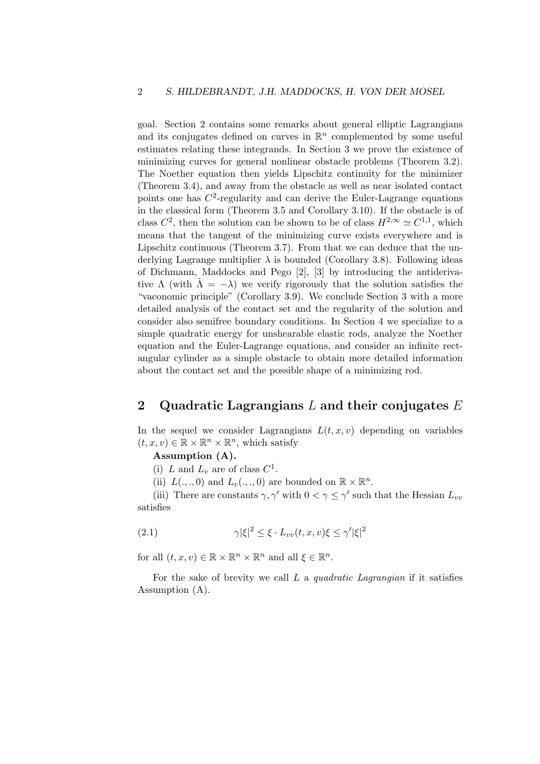goal. Section 2 contains some remarks about general elliptic Lagrangians and its conjugates defined on curves in $\mathbb{R}^n$ complemented by some useful estimates relating these integrands. In Section 3 we prove the existence of minimizing curves for general nonlinear obstacle problems (Theorem 3.2). The Noether equation then yields Lipschitz continuity for the minimizer (Theorem 3.4), and away from the obstacle as well as near isolated contact points one has $C^2$-regularity and can derive the Euler-Lagrange equations in the classical form (Theorem 3.5 and Corollary 3.10). If the obstacle is of class $C^2$, then the solution can be shown to be of class $H^{2,\infty} \simeq C^{1,1}$, which means that the tangent of the minimizing curve exists everywhere and is Lipschitz continuous (Theorem 3.7). From that we can deduce that the underlying Lagrange multiplier $\lambda$ is bounded (Corollary 3.8). Following ideas of Dichmann, Maddocks and Pego [2], [3] by introducing the antiderivative $\Lambda$ (with $\dot{\Lambda} = -\lambda$) we verify rigorously that the solution satisfies the "vaconomic principle" (Corollary 3.9). We conclude Section 3 with a more detailed analysis of the contact set and the regularity of the solution and consider also semifree boundary conditions. In Section 4 we specialize to a simple quadratic energy for unshearable elastic rods, analyze the Noether equation and the Euler-Lagrange equations, and consider an infinite rectangular cylinder as a simple obstacle to obtain more detailed information about the contact set and the possible shape of a minimizing rod.

## 2 Quadratic Lagrangians $L$ and their conjugates $E$

In the sequel we consider Lagrangians $L(t, x, v)$ depending on variables $(t, x, v) \in \mathbb{R} \times \mathbb{R}^n \times \mathbb{R}^n$, which satisfy

**Assumption (A).**

(i) $L$ and $L_v$ are of class $C^1$.

(ii) $L(.,.,0)$ and $L_v(.,.,0)$ are bounded on $\mathbb{R} \times \mathbb{R}^n$.

(iii) There are constants $\gamma, \gamma'$ with $0 < \gamma \leq \gamma'$ such that the Hessian $L_{vv}$ satisfies

$$\gamma |\xi|^2 \leq \xi \cdot L_{vv}(t, x, v)\xi \leq \gamma' |\xi|^2 \tag{2.1}$$

for all $(t, x, v) \in \mathbb{R} \times \mathbb{R}^n \times \mathbb{R}^n$ and all $\xi \in \mathbb{R}^n$.

For the sake of brevity we call $L$ a *quadratic Lagrangian* if it satisfies Assumption (A).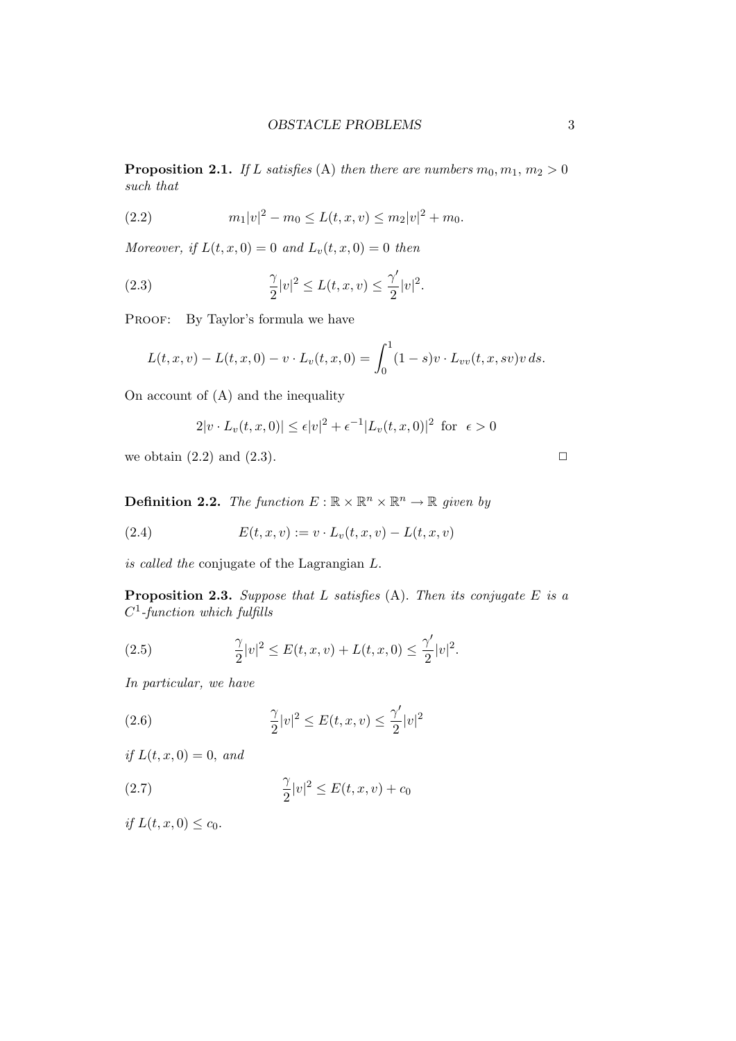**Proposition 2.1.** *If $L$ satisfies* (A) *then there are numbers $m_0, m_1, m_2 > 0$ such that*

$$m_1|v|^2 - m_0 \leq L(t,x,v) \leq m_2|v|^2 + m_0. \tag{2.2}$$

*Moreover, if $L(t,x,0) = 0$ and $L_v(t,x,0) = 0$ then*

$$\frac{\gamma}{2}|v|^2 \leq L(t,x,v) \leq \frac{\gamma'}{2}|v|^2. \tag{2.3}$$

Proof: By Taylor's formula we have

$$L(t,x,v) - L(t,x,0) - v \cdot L_v(t,x,0) = \int_0^1 (1-s) v \cdot L_{vv}(t,x,sv) v \, ds.$$

On account of (A) and the inequality

$$2|v \cdot L_v(t,x,0)| \leq \epsilon|v|^2 + \epsilon^{-1}|L_v(t,x,0)|^2 \text{ for } \epsilon > 0$$

we obtain (2.2) and (2.3). □

**Definition 2.2.** *The function $E : \mathbb{R} \times \mathbb{R}^n \times \mathbb{R}^n \to \mathbb{R}$ given by*

$$E(t,x,v) := v \cdot L_v(t,x,v) - L(t,x,v) \tag{2.4}$$

*is called the* conjugate of the Lagrangian $L$.

**Proposition 2.3.** *Suppose that $L$ satisfies* (A)*. Then its conjugate $E$ is a $C^1$-function which fulfills*

$$\frac{\gamma}{2}|v|^2 \leq E(t,x,v) + L(t,x,0) \leq \frac{\gamma'}{2}|v|^2. \tag{2.5}$$

*In particular, we have*

$$\frac{\gamma}{2}|v|^2 \leq E(t,x,v) \leq \frac{\gamma'}{2}|v|^2 \tag{2.6}$$

*if $L(t,x,0) = 0$, and*

$$\frac{\gamma}{2}|v|^2 \leq E(t,x,v) + c_0 \tag{2.7}$$

*if $L(t,x,0) \leq c_0$.*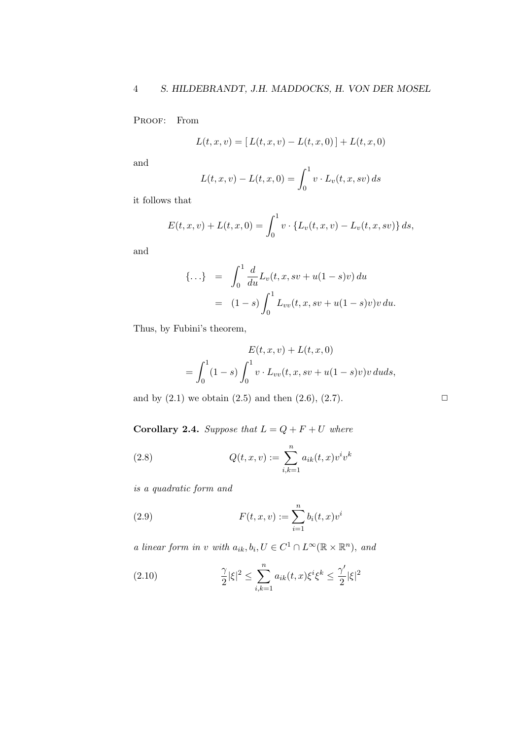Proof: From

$$L(t,x,v) = [\,L(t,x,v) - L(t,x,0)\,] + L(t,x,0)$$

and

$$L(t,x,v) - L(t,x,0) = \int_0^1 v \cdot L_v(t,x,sv)\,ds$$

it follows that

$$E(t,x,v) + L(t,x,0) = \int_0^1 v \cdot \{L_v(t,x,v) - L_v(t,x,sv)\}\,ds,$$

and

$$\begin{aligned} \{\ldots\} &= \int_0^1 \frac{d}{du} L_v(t,x,sv + u(1-s)v)\,du \\ &= (1-s)\int_0^1 L_{vv}(t,x,sv + u(1-s)v)v\,du. \end{aligned}$$

Thus, by Fubini's theorem,

$$\begin{aligned} &E(t,x,v) + L(t,x,0) \\ = &\int_0^1 (1-s)\int_0^1 v \cdot L_{vv}(t,x,sv + u(1-s)v)v\,du ds, \end{aligned}$$

and by (2.1) we obtain (2.5) and then (2.6), (2.7). □

**Corollary 2.4.** *Suppose that $L = Q + F + U$ where*

$$Q(t,x,v) := \sum_{i,k=1}^{n} a_{ik}(t,x)v^i v^k \tag{2.8}$$

*is a quadratic form and*

$$F(t,x,v) := \sum_{i=1}^{n} b_i(t,x)v^i \tag{2.9}$$

*a linear form in $v$ with $a_{ik}, b_i, U \in C^1 \cap L^\infty(\mathbb{R}\times\mathbb{R}^n)$, and*

$$\frac{\gamma}{2}|\xi|^2 \le \sum_{i,k=1}^{n} a_{ik}(t,x)\xi^i\xi^k \le \frac{\gamma'}{2}|\xi|^2 \tag{2.10}$$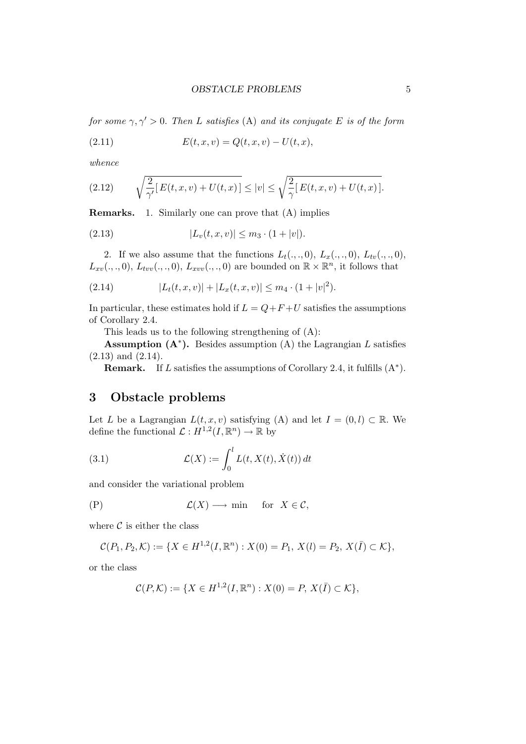*for some $\gamma, \gamma' > 0$. Then $L$ satisfies* (A) *and its conjugate $E$ is of the form*

$$E(t, x, v) = Q(t, x, v) - U(t, x), \tag{2.11}$$

*whence*

$$\sqrt{\frac{2}{\gamma'}[\, E(t,x,v) + U(t,x)\,]} \le |v| \le \sqrt{\frac{2}{\gamma}[\, E(t,x,v) + U(t,x)\,]}. \tag{2.12}$$

**Remarks.** 1. Similarly one can prove that (A) implies

$$|L_v(t, x, v)| \le m_3 \cdot (1 + |v|). \tag{2.13}$$

2. If we also assume that the functions $L_t(.,.,0)$, $L_x(.,.,0)$, $L_{tv}(.,.,0)$, $L_{xv}(.,.,0)$, $L_{tvv}(.,.,0)$, $L_{xvv}(.,.,0)$ are bounded on $\mathbb{R} \times \mathbb{R}^n$, it follows that

$$|L_t(t, x, v)| + |L_x(t, x, v)| \le m_4 \cdot (1 + |v|^2). \tag{2.14}$$

In particular, these estimates hold if $L = Q + F + U$ satisfies the assumptions of Corollary 2.4.

This leads us to the following strengthening of (A):

**Assumption (A$^*$).** Besides assumption (A) the Lagrangian $L$ satisfies (2.13) and (2.14).

**Remark.** If $L$ satisfies the assumptions of Corollary 2.4, it fulfills (A$^*$).

## 3 Obstacle problems

Let $L$ be a Lagrangian $L(t, x, v)$ satisfying (A) and let $I = (0, l) \subset \mathbb{R}$. We define the functional $\mathcal{L} : H^{1,2}(I, \mathbb{R}^n) \to \mathbb{R}$ by

$$\mathcal{L}(X) := \int_0^l L(t, X(t), \dot{X}(t))\, dt \tag{3.1}$$

and consider the variational problem

$$\mathcal{L}(X) \longrightarrow \min \quad \text{ for } \; X \in \mathcal{C}, \tag{P}$$

where $\mathcal{C}$ is either the class

$$\mathcal{C}(P_1, P_2, \mathcal{K}) := \{X \in H^{1,2}(I, \mathbb{R}^n) : X(0) = P_1,\; X(l) = P_2,\; X(\bar{I}) \subset \mathcal{K}\},$$

or the class

$$\mathcal{C}(P, \mathcal{K}) := \{X \in H^{1,2}(I, \mathbb{R}^n) : X(0) = P,\; X(\bar{I}) \subset \mathcal{K}\},$$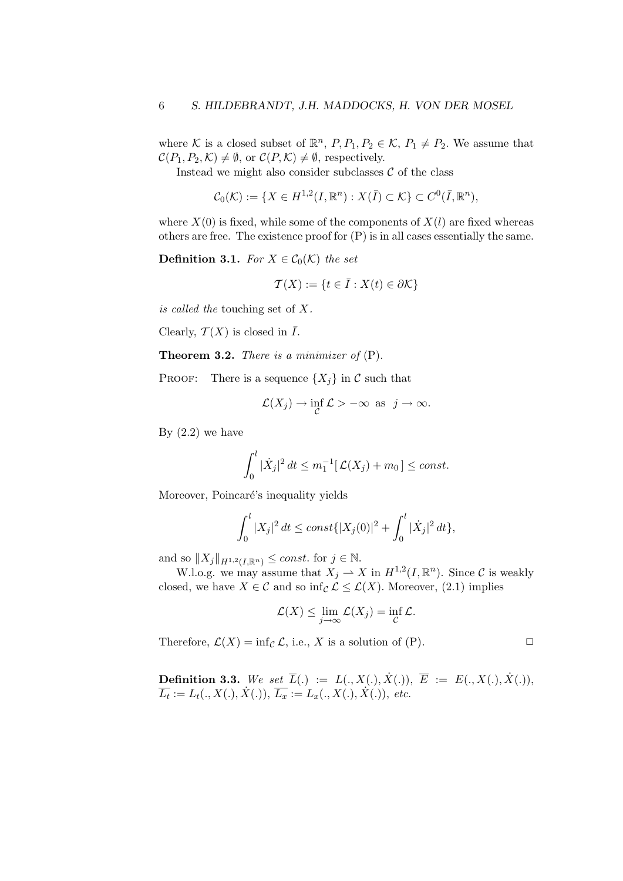where $\mathcal{K}$ is a closed subset of $\mathbb{R}^n$, $P, P_1, P_2 \in \mathcal{K}$, $P_1 \neq P_2$. We assume that $\mathcal{C}(P_1, P_2, \mathcal{K}) \neq \emptyset$, or $\mathcal{C}(P, \mathcal{K}) \neq \emptyset$, respectively.

Instead we might also consider subclasses $\mathcal{C}$ of the class

$$\mathcal{C}_0(\mathcal{K}) := \{X \in H^{1,2}(I, \mathbb{R}^n) : X(\bar{I}) \subset \mathcal{K}\} \subset C^0(\bar{I}, \mathbb{R}^n),$$

where $X(0)$ is fixed, while some of the components of $X(l)$ are fixed whereas others are free. The existence proof for (P) is in all cases essentially the same.

**Definition 3.1.** *For $X \in \mathcal{C}_0(\mathcal{K})$ the set*

$$\mathcal{T}(X) := \{t \in \bar{I} : X(t) \in \partial\mathcal{K}\}$$

*is called the* touching set of $X$.

Clearly, $\mathcal{T}(X)$ is closed in $\bar{I}$.

**Theorem 3.2.** *There is a minimizer of* (P).

Proof: There is a sequence $\{X_j\}$ in $\mathcal{C}$ such that

$$\mathcal{L}(X_j) \to \inf_{\mathcal{C}} \mathcal{L} > -\infty \ \text{ as } \ j \to \infty.$$

By (2.2) we have

$$\int_0^l |\dot{X}_j|^2 \, dt \leq m_1^{-1} [\, \mathcal{L}(X_j) + m_0 \,] \leq const.$$

Moreover, Poincaré's inequality yields

$$\int_0^l |X_j|^2 \, dt \leq const\{|X_j(0)|^2 + \int_0^l |\dot{X}_j|^2 \, dt\},$$

and so $\|X_j\|_{H^{1,2}(I,\mathbb{R}^n)} \leq const.$ for $j \in \mathbb{N}$.

W.l.o.g. we may assume that $X_j \rightharpoonup X$ in $H^{1,2}(I, \mathbb{R}^n)$. Since $\mathcal{C}$ is weakly closed, we have $X \in \mathcal{C}$ and so $\inf_{\mathcal{C}} \mathcal{L} \leq \mathcal{L}(X)$. Moreover, (2.1) implies

$$\mathcal{L}(X) \leq \lim_{j\to\infty} \mathcal{L}(X_j) = \inf_{\mathcal{C}} \mathcal{L}.$$

Therefore, $\mathcal{L}(X) = \inf_{\mathcal{C}} \mathcal{L}$, i.e., $X$ is a solution of (P). $\square$

**Definition 3.3.** *We set $\overline{L}(.) := L(., X(.), \dot{X}(.))$, $\overline{E} := E(., X(.), \dot{X}(.))$, $\overline{L_t} := L_t(., X(.), \dot{X}(.))$, $\overline{L_x} := L_x(., X(.), \dot{X}(.))$, etc.*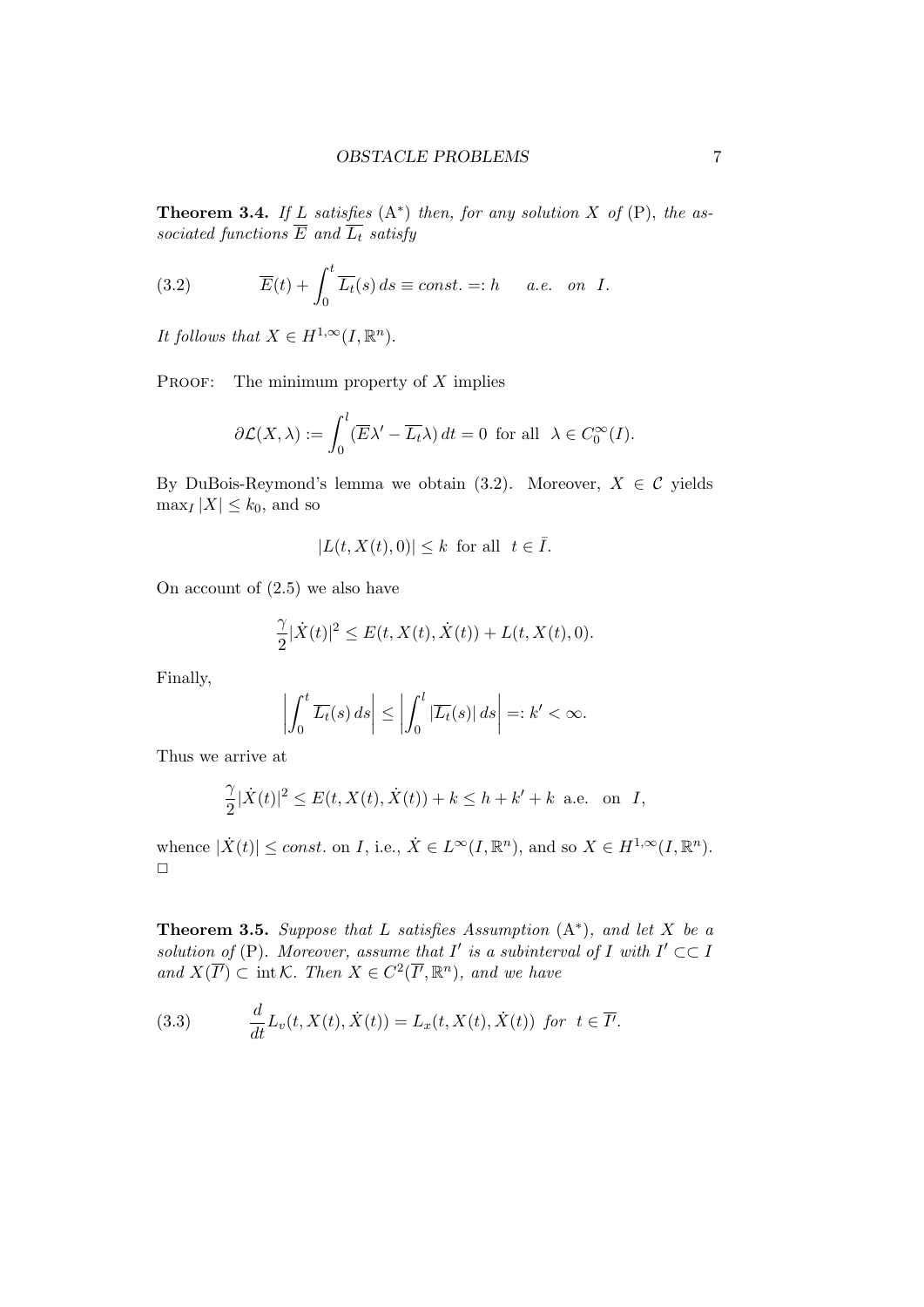**Theorem 3.4.** *If $L$ satisfies* (A$^*$) *then, for any solution $X$ of* (P)*, the associated functions $\overline{E}$ and $\overline{L_t}$ satisfy*

$$\overline{E}(t) + \int_0^t \overline{L_t}(s)\,ds \equiv const. =: h \qquad a.e. \quad on \ \ I. \tag{3.2}$$

*It follows that $X \in H^{1,\infty}(I, \mathbb{R}^n)$.*

PROOF: The minimum property of $X$ implies

$$\partial\mathcal{L}(X, \lambda) := \int_0^l (\overline{E}\lambda' - \overline{L_t}\lambda)\,dt = 0 \ \text{ for all } \ \lambda \in C_0^\infty(I).$$

By DuBois-Reymond's lemma we obtain (3.2). Moreover, $X \in \mathcal{C}$ yields $\max_I |X| \le k_0$, and so

$$|L(t, X(t), 0)| \le k \ \text{ for all } \ t \in \bar{I}.$$

On account of (2.5) we also have

$$\frac{\gamma}{2}|\dot{X}(t)|^2 \le E(t, X(t), \dot{X}(t)) + L(t, X(t), 0).$$

Finally,

$$\left| \int_0^t \overline{L_t}(s)\,ds \right| \le \left| \int_0^l |\overline{L_t}(s)|\,ds \right| =: k' < \infty.$$

Thus we arrive at

$$\frac{\gamma}{2}|\dot{X}(t)|^2 \le E(t, X(t), \dot{X}(t)) + k \le h + k' + k \ \text{ a.e. on } \ I,$$

whence $|\dot{X}(t)| \le const.$ on $I$, i.e., $\dot{X} \in L^\infty(I, \mathbb{R}^n)$, and so $X \in H^{1,\infty}(I, \mathbb{R}^n)$. □

**Theorem 3.5.** *Suppose that $L$ satisfies Assumption* (A$^*$)*, and let $X$ be a solution of* (P)*. Moreover, assume that $I'$ is a subinterval of $I$ with $I' \subset\subset I$ and $X(\overline{I'}) \subset \operatorname{int}\mathcal{K}$. Then $X \in C^2(\overline{I'}, \mathbb{R}^n)$, and we have*

$$\frac{d}{dt}L_v(t, X(t), \dot{X}(t)) = L_x(t, X(t), \dot{X}(t)) \ \ for \ \ t \in \overline{I'}. \tag{3.3}$$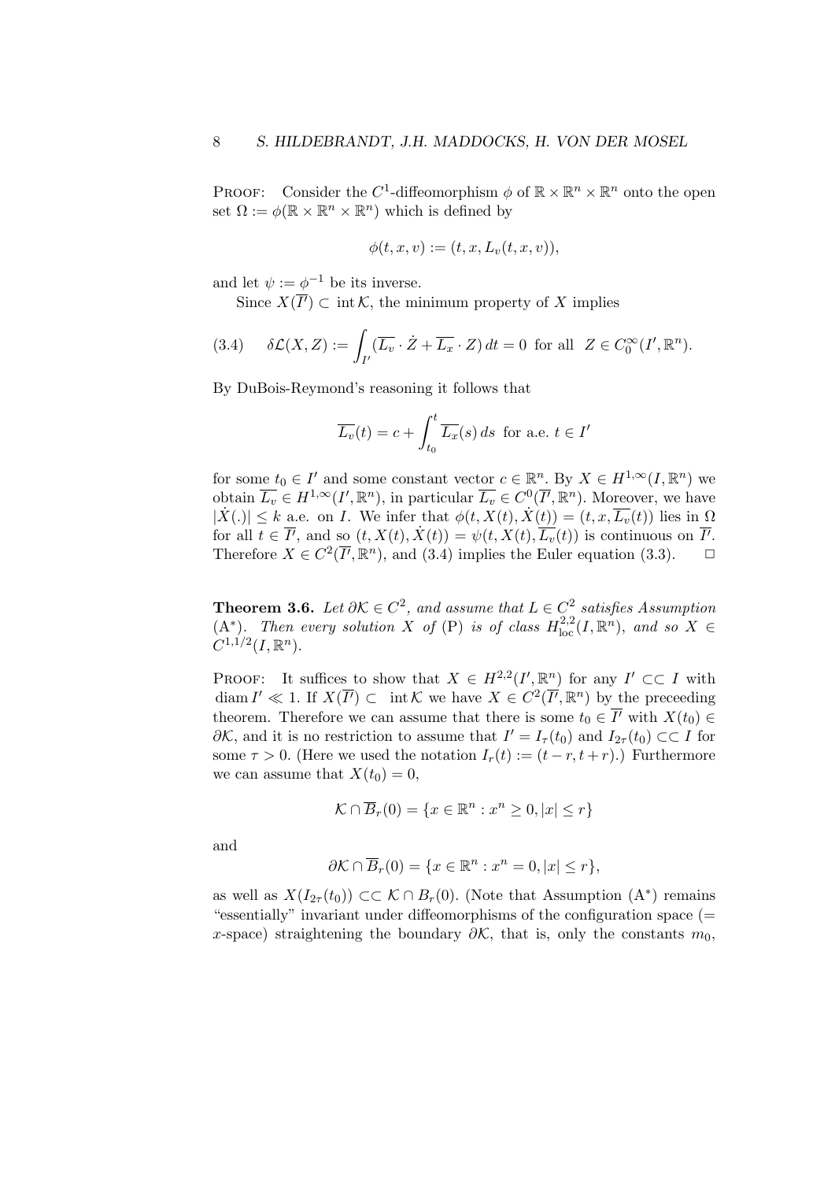PROOF: Consider the $C^1$-diffeomorphism $\phi$ of $\mathbb{R} \times \mathbb{R}^n \times \mathbb{R}^n$ onto the open set $\Omega := \phi(\mathbb{R} \times \mathbb{R}^n \times \mathbb{R}^n)$ which is defined by

$$\phi(t, x, v) := (t, x, L_v(t, x, v)),$$

and let $\psi := \phi^{-1}$ be its inverse.

Since $X(\overline{I'}) \subset \operatorname{int} \mathcal{K}$, the minimum property of $X$ implies

$$\delta \mathcal{L}(X, Z) := \int_{I'} (\overline{L_v} \cdot \dot{Z} + \overline{L_x} \cdot Z) \, dt = 0 \text{ for all } Z \in C_0^\infty(I', \mathbb{R}^n). \tag{3.4}$$

By DuBois-Reymond's reasoning it follows that

$$\overline{L_v}(t) = c + \int_{t_0}^t \overline{L_x}(s) \, ds \text{ for a.e. } t \in I'$$

for some $t_0 \in I'$ and some constant vector $c \in \mathbb{R}^n$. By $X \in H^{1,\infty}(I, \mathbb{R}^n)$ we obtain $\overline{L_v} \in H^{1,\infty}(I', \mathbb{R}^n)$, in particular $\overline{L_v} \in C^0(\overline{I'}, \mathbb{R}^n)$. Moreover, we have $|\dot{X}(.)| \leq k$ a.e. on $I$. We infer that $\phi(t, X(t), \dot{X}(t)) = (t, x, \overline{L_v}(t))$ lies in $\Omega$ for all $t \in \overline{I'}$, and so $(t, X(t), \dot{X}(t)) = \psi(t, X(t), \overline{L_v}(t))$ is continuous on $\overline{I'}$. Therefore $X \in C^2(\overline{I'}, \mathbb{R}^n)$, and (3.4) implies the Euler equation (3.3). □

**Theorem 3.6.** *Let $\partial \mathcal{K} \in C^2$, and assume that $L \in C^2$ satisfies Assumption (A\*). Then every solution $X$ of (P) is of class $H^{2,2}_{\text{loc}}(I, \mathbb{R}^n)$, and so $X \in C^{1,1/2}(I, \mathbb{R}^n)$.*

PROOF: It suffices to show that $X \in H^{2,2}(I', \mathbb{R}^n)$ for any $I' \subset\subset I$ with $\operatorname{diam} I' \ll 1$. If $X(\overline{I'}) \subset \operatorname{int} \mathcal{K}$ we have $X \in C^2(\overline{I'}, \mathbb{R}^n)$ by the preceeding theorem. Therefore we can assume that there is some $t_0 \in \overline{I'}$ with $X(t_0) \in \partial \mathcal{K}$, and it is no restriction to assume that $I' = I_\tau(t_0)$ and $I_{2\tau}(t_0) \subset\subset I$ for some $\tau > 0$. (Here we used the notation $I_r(t) := (t - r, t + r)$.) Furthermore we can assume that $X(t_0) = 0$,

$$\mathcal{K} \cap \overline{B}_r(0) = \{x \in \mathbb{R}^n : x^n \geq 0, |x| \leq r\}$$

and

$$\partial \mathcal{K} \cap \overline{B}_r(0) = \{x \in \mathbb{R}^n : x^n = 0, |x| \leq r\},$$

as well as $X(I_{2\tau}(t_0)) \subset\subset \mathcal{K} \cap B_r(0)$. (Note that Assumption (A\*) remains "essentially" invariant under diffeomorphisms of the configuration space (= $x$-space) straightening the boundary $\partial \mathcal{K}$, that is, only the constants $m_0$,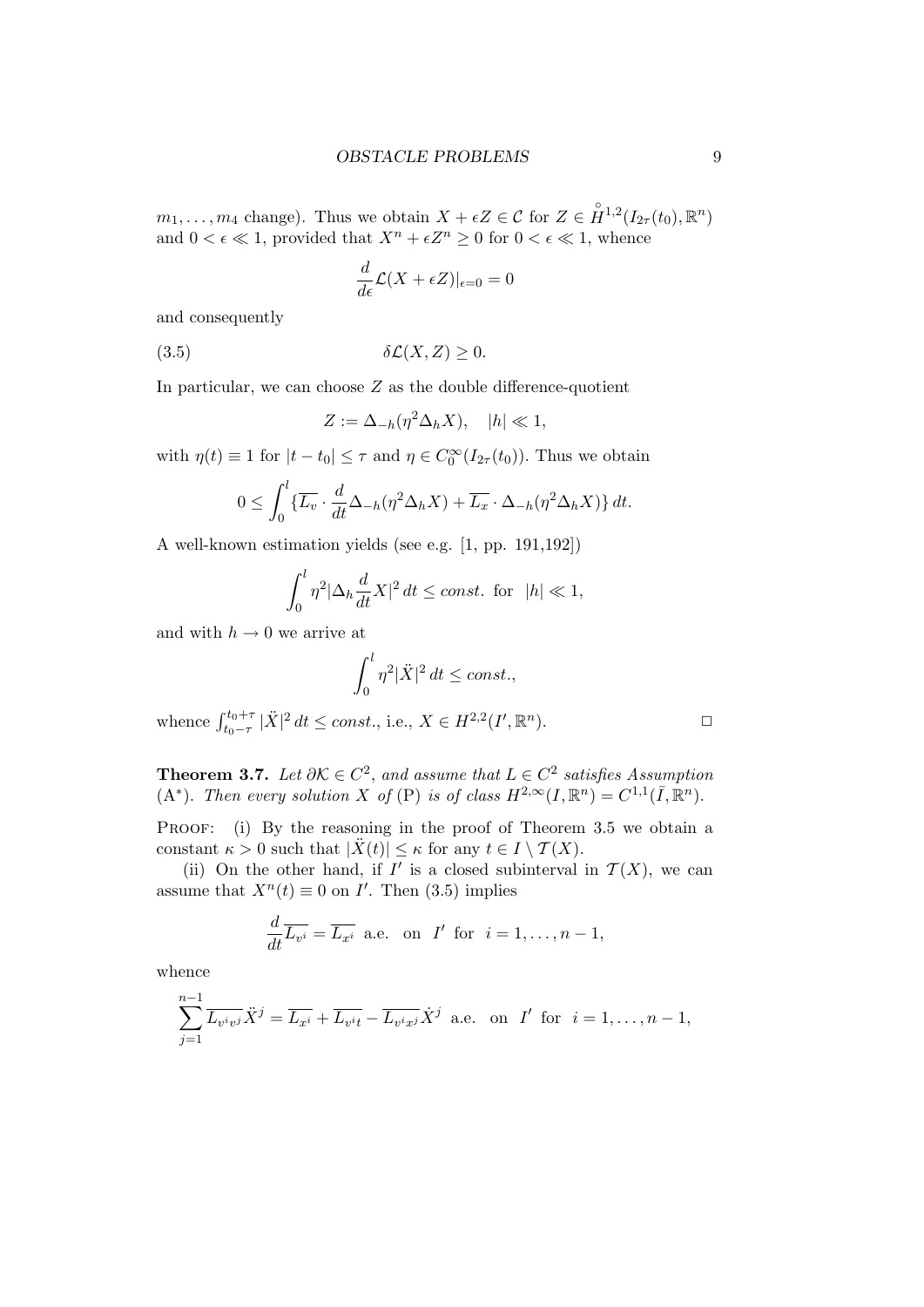$m_1, \ldots, m_4$ change). Thus we obtain $X + \epsilon Z \in \mathcal{C}$ for $Z \in \overset{\circ}{H}{}^{1,2}(I_{2\tau}(t_0), \mathbb{R}^n)$ and $0 < \epsilon \ll 1$, provided that $X^n + \epsilon Z^n \geq 0$ for $0 < \epsilon \ll 1$, whence

$$\frac{d}{d\epsilon}\mathcal{L}(X + \epsilon Z)|_{\epsilon=0} = 0$$

and consequently

$$\delta\mathcal{L}(X, Z) \geq 0. \tag{3.5}$$

In particular, we can choose $Z$ as the double difference-quotient

$$Z := \Delta_{-h}(\eta^2 \Delta_h X), \quad |h| \ll 1,$$

with $\eta(t) \equiv 1$ for $|t - t_0| \leq \tau$ and $\eta \in C_0^\infty(I_{2\tau}(t_0))$. Thus we obtain

$$0 \leq \int_0^l \{\overline{L_v} \cdot \frac{d}{dt}\Delta_{-h}(\eta^2 \Delta_h X) + \overline{L_x} \cdot \Delta_{-h}(\eta^2 \Delta_h X)\}\, dt.$$

A well-known estimation yields (see e.g. [1, pp. 191,192])

$$\int_0^l \eta^2 |\Delta_h \frac{d}{dt} X|^2\, dt \leq const. \text{ for } |h| \ll 1,$$

and with $h \to 0$ we arrive at

$$\int_0^l \eta^2 |\ddot{X}|^2\, dt \leq const.,$$

whence $\int_{t_0-\tau}^{t_0+\tau} |\ddot{X}|^2\, dt \leq const.$, i.e., $X \in H^{2,2}(I', \mathbb{R}^n)$. □

**Theorem 3.7.** *Let $\partial\mathcal{K} \in C^2$, and assume that $L \in C^2$ satisfies Assumption (A*). Then every solution $X$ of (P) is of class $H^{2,\infty}(I, \mathbb{R}^n) = C^{1,1}(\bar{I}, \mathbb{R}^n)$.*

Proof: (i) By the reasoning in the proof of Theorem 3.5 we obtain a constant $\kappa > 0$ such that $|\ddot{X}(t)| \leq \kappa$ for any $t \in I \setminus \mathcal{T}(X)$.

(ii) On the other hand, if $I'$ is a closed subinterval in $\mathcal{T}(X)$, we can assume that $X^n(t) \equiv 0$ on $I'$. Then (3.5) implies

$$\frac{d}{dt}\overline{L_{v^i}} = \overline{L_{x^i}} \text{ a.e. on } I' \text{ for } i = 1, \ldots, n-1,$$

whence

$$\sum_{j=1}^{n-1} \overline{L_{v^i v^j}} \ddot{X}^j = \overline{L_{x^i}} + \overline{L_{v^i t}} - \overline{L_{v^i x^j}} \dot{X}^j \text{ a.e. on } I' \text{ for } i = 1, \ldots, n-1,$$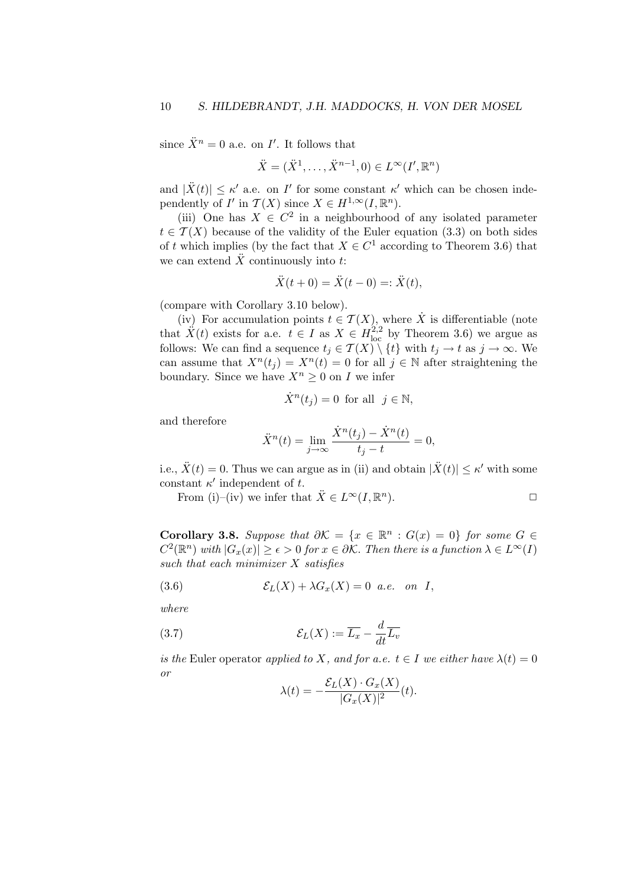since $\ddot{X}^n = 0$ a.e. on $I'$. It follows that

$$\ddot{X} = (\ddot{X}^1, \dots, \ddot{X}^{n-1}, 0) \in L^\infty(I', \mathbb{R}^n)$$

and $|\ddot{X}(t)| \le \kappa'$ a.e. on $I'$ for some constant $\kappa'$ which can be chosen independently of $I'$ in $\mathcal{T}(X)$ since $X \in H^{1,\infty}(I, \mathbb{R}^n)$.

(iii) One has $X \in C^2$ in a neighbourhood of any isolated parameter $t \in \mathcal{T}(X)$ because of the validity of the Euler equation (3.3) on both sides of $t$ which implies (by the fact that $X \in C^1$ according to Theorem 3.6) that we can extend $\ddot{X}$ continuously into $t$:

$$\ddot{X}(t+0) = \ddot{X}(t-0) =: \ddot{X}(t),$$

(compare with Corollary 3.10 below).

(iv) For accumulation points $t \in \mathcal{T}(X)$, where $\dot{X}$ is differentiable (note that $\ddot{X}(t)$ exists for a.e. $t \in I$ as $X \in H^{2,2}_{\mathrm{loc}}$ by Theorem 3.6) we argue as follows: We can find a sequence $t_j \in \mathcal{T}(X) \setminus \{t\}$ with $t_j \to t$ as $j \to \infty$. We can assume that $X^n(t_j) = X^n(t) = 0$ for all $j \in \mathbb{N}$ after straightening the boundary. Since we have $X^n \ge 0$ on $I$ we infer

$$\dot{X}^n(t_j) = 0 \ \text{ for all } \ j \in \mathbb{N},$$

and therefore

$$\ddot{X}^n(t) = \lim_{j \to \infty} \frac{\dot{X}^n(t_j) - \dot{X}^n(t)}{t_j - t} = 0,$$

i.e., $\ddot{X}(t) = 0$. Thus we can argue as in (ii) and obtain $|\ddot{X}(t)| \le \kappa'$ with some constant $\kappa'$ independent of $t$.

From (i)–(iv) we infer that $\ddot{X} \in L^\infty(I, \mathbb{R}^n)$. □

**Corollary 3.8.** *Suppose that $\partial\mathcal{K} = \{x \in \mathbb{R}^n : G(x) = 0\}$ for some $G \in C^2(\mathbb{R}^n)$ with $|G_x(x)| \ge \epsilon > 0$ for $x \in \partial\mathcal{K}$. Then there is a function $\lambda \in L^\infty(I)$ such that each minimizer $X$ satisfies*

$$\mathcal{E}_L(X) + \lambda G_x(X) = 0 \ \ a.e. \quad on \ \ I, \tag{3.6}$$

*where*

$$\mathcal{E}_L(X) := \overline{L_x} - \frac{d}{dt}\overline{L_v} \tag{3.7}$$

*is the* Euler operator *applied to $X$, and for a.e. $t \in I$ we either have $\lambda(t) = 0$ or*

$$\lambda(t) = -\frac{\mathcal{E}_L(X) \cdot G_x(X)}{|G_x(X)|^2}(t).$$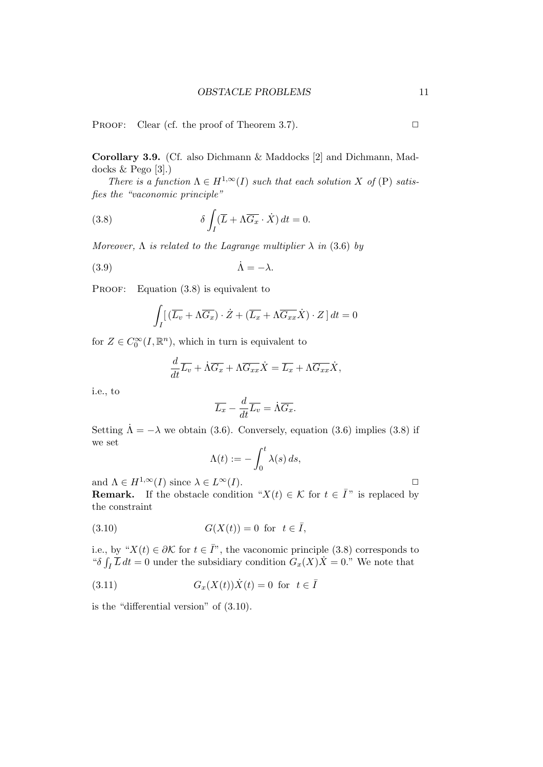PROOF: Clear (cf. the proof of Theorem 3.7). □

**Corollary 3.9.** (Cf. also Dichmann & Maddocks [2] and Dichmann, Maddocks & Pego [3].)

*There is a function $\Lambda \in H^{1,\infty}(I)$ such that each solution $X$ of* (P) *satisfies the "vaconomic principle"*

$$\delta \int_I (\overline{L} + \Lambda \overline{G_x} \cdot \dot{X})\, dt = 0. \tag{3.8}$$

*Moreover, $\Lambda$ is related to the Lagrange multiplier $\lambda$ in* (3.6) *by*

$$\dot{\Lambda} = -\lambda. \tag{3.9}$$

PROOF: Equation (3.8) is equivalent to

$$\int_I [\, (\overline{L_v} + \Lambda \overline{G_x}) \cdot \dot{Z} + (\overline{L_x} + \Lambda \overline{G_{xx}} \dot{X}) \cdot Z \,]\, dt = 0$$

for $Z \in C_0^\infty(I, \mathbb{R}^n)$, which in turn is equivalent to

$$\frac{d}{dt}\overline{L_v} + \dot{\Lambda}\overline{G_x} + \Lambda \overline{G_{xx}} \dot{X} = \overline{L_x} + \Lambda \overline{G_{xx}} \dot{X},$$

i.e., to

$$\overline{L_x} - \frac{d}{dt}\overline{L_v} = \dot{\Lambda}\overline{G_x}.$$

Setting $\dot{\Lambda} = -\lambda$ we obtain (3.6). Conversely, equation (3.6) implies (3.8) if we set

$$\Lambda(t) := -\int_0^t \lambda(s)\, ds,$$

and $\Lambda \in H^{1,\infty}(I)$ since $\lambda \in L^\infty(I)$. □

**Remark.** If the obstacle condition "$X(t) \in \mathcal{K}$ for $t \in \bar{I}$" is replaced by the constraint

$$G(X(t)) = 0 \;\text{ for }\; t \in \bar{I}, \tag{3.10}$$

i.e., by "$X(t) \in \partial\mathcal{K}$ for $t \in \bar{I}$", the vaconomic principle (3.8) corresponds to "$\delta \int_I \overline{L}\, dt = 0$ under the subsidiary condition $G_x(X)\dot{X} = 0$." We note that

$$G_x(X(t))\dot{X}(t) = 0 \;\text{ for }\; t \in \bar{I} \tag{3.11}$$

is the "differential version" of (3.10).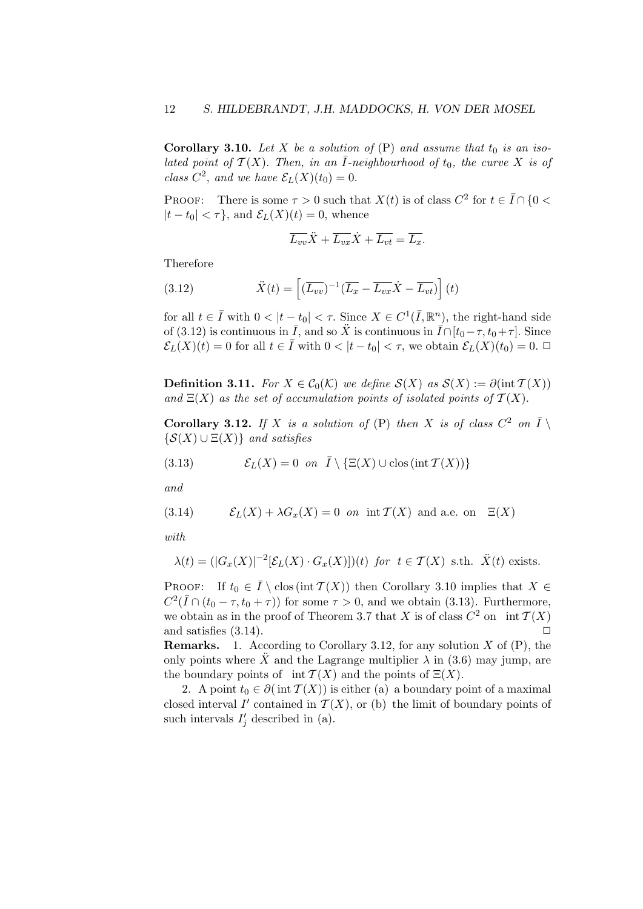**Corollary 3.10.** *Let $X$ be a solution of* (P) *and assume that $t_0$ is an isolated point of $\mathcal{T}(X)$. Then, in an $\bar{I}$-neighbourhood of $t_0$, the curve $X$ is of class $C^2$, and we have $\mathcal{E}_L(X)(t_0) = 0$.*

Proof: There is some $\tau > 0$ such that $X(t)$ is of class $C^2$ for $t \in \bar{I} \cap \{0 < |t - t_0| < \tau\}$, and $\mathcal{E}_L(X)(t) = 0$, whence

$$\overline{L_{vv}}\ddot{X} + \overline{L_{vx}}\dot{X} + \overline{L_{vt}} = \overline{L_x}.$$

Therefore

$$\ddot{X}(t) = \left[(\overline{L_{vv}})^{-1}(\overline{L_x} - \overline{L_{vx}}\dot{X} - \overline{L_{vt}})\right](t) \tag{3.12}$$

for all $t \in \bar{I}$ with $0 < |t - t_0| < \tau$. Since $X \in C^1(\bar{I}, \mathbb{R}^n)$, the right-hand side of (3.12) is continuous in $\bar{I}$, and so $\ddot{X}$ is continuous in $\bar{I} \cap [t_0 - \tau, t_0 + \tau]$. Since $\mathcal{E}_L(X)(t) = 0$ for all $t \in \bar{I}$ with $0 < |t - t_0| < \tau$, we obtain $\mathcal{E}_L(X)(t_0) = 0$. □

**Definition 3.11.** *For $X \in \mathcal{C}_0(\mathcal{K})$ we define $\mathcal{S}(X)$ as $\mathcal{S}(X) := \partial(\operatorname{int} \mathcal{T}(X))$ and $\Xi(X)$ as the set of accumulation points of isolated points of $\mathcal{T}(X)$.*

**Corollary 3.12.** *If $X$ is a solution of* (P) *then $X$ is of class $C^2$ on $\bar{I} \setminus \{\mathcal{S}(X) \cup \Xi(X)\}$ and satisfies*

$$\mathcal{E}_L(X) = 0 \;\; on \;\; \bar{I} \setminus \{\Xi(X) \cup \operatorname{clos}(\operatorname{int} \mathcal{T}(X))\} \tag{3.13}$$

*and*

$$\mathcal{E}_L(X) + \lambda G_x(X) = 0 \;\; on \;\; \operatorname{int} \mathcal{T}(X) \text{ and a.e. on } \;\; \Xi(X) \tag{3.14}$$

*with*

$$\lambda(t) = (|G_x(X)|^{-2}[\mathcal{E}_L(X) \cdot G_x(X)])(t) \;\; for \;\; t \in \mathcal{T}(X) \text{ s.th. } \ddot{X}(t) \text{ exists.}$$

Proof: If $t_0 \in \bar{I} \setminus \operatorname{clos}(\operatorname{int} \mathcal{T}(X))$ then Corollary 3.10 implies that $X \in C^2(\bar{I} \cap (t_0 - \tau, t_0 + \tau))$ for some $\tau > 0$, and we obtain (3.13). Furthermore, we obtain as in the proof of Theorem 3.7 that $X$ is of class $C^2$ on $\operatorname{int} \mathcal{T}(X)$ and satisfies (3.14). □

**Remarks.** 1. According to Corollary 3.12, for any solution $X$ of (P), the only points where $\ddot{X}$ and the Lagrange multiplier $\lambda$ in (3.6) may jump, are the boundary points of $\operatorname{int} \mathcal{T}(X)$ and the points of $\Xi(X)$.

2. A point $t_0 \in \partial(\operatorname{int} \mathcal{T}(X))$ is either (a) a boundary point of a maximal closed interval $I'$ contained in $\mathcal{T}(X)$, or (b) the limit of boundary points of such intervals $I'_j$ described in (a).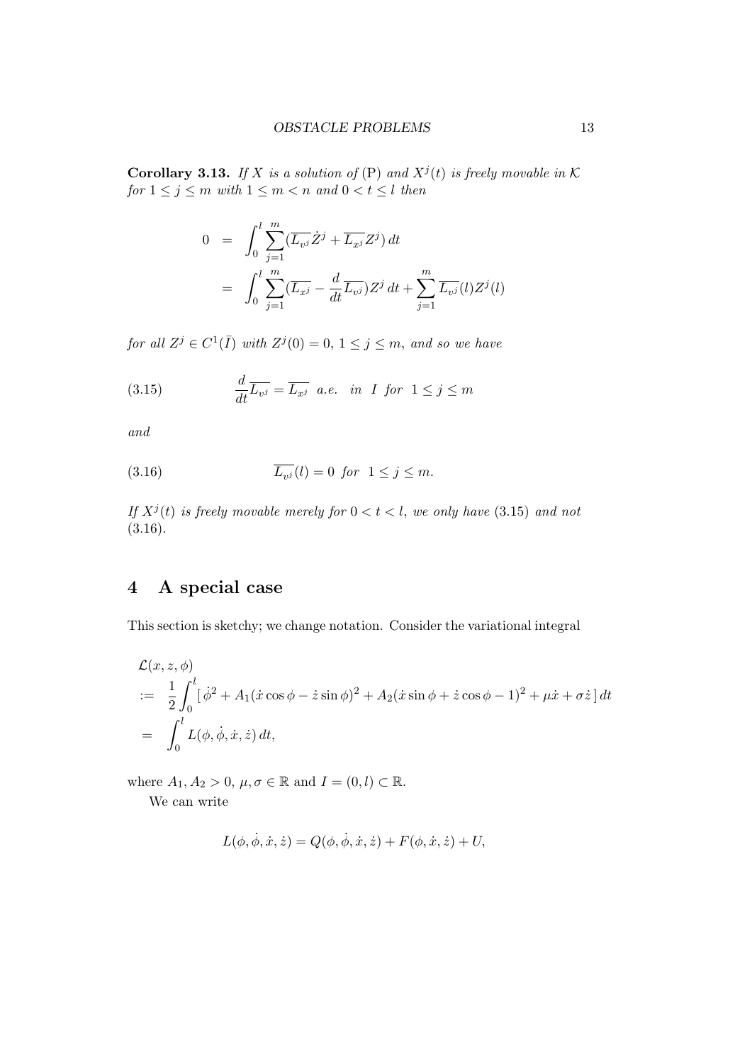**Corollary 3.13.** *If $X$ is a solution of* (P) *and $X^j(t)$ is freely movable in $\mathcal{K}$ for $1 \le j \le m$ with $1 \le m < n$ and $0 < t \le l$ then*

$$
\begin{aligned}
0 &= \int_0^l \sum_{j=1}^m (\overline{L_{v^j}} \dot{Z}^j + \overline{L_{x^j}} Z^j)\, dt \\
&= \int_0^l \sum_{j=1}^m (\overline{L_{x^j}} - \frac{d}{dt} \overline{L_{v^j}}) Z^j\, dt + \sum_{j=1}^m \overline{L_{v^j}}(l) Z^j(l)
\end{aligned}
$$

*for all $Z^j \in C^1(\bar{I})$ with $Z^j(0) = 0$, $1 \le j \le m$, and so we have*

$$
\frac{d}{dt} \overline{L_{v^j}} = \overline{L_{x^j}} \quad a.e. \quad in \;\; I \;\; for \;\; 1 \le j \le m \tag{3.15}
$$

*and*

$$
\overline{L_{v^j}}(l) = 0 \;\; for \;\; 1 \le j \le m. \tag{3.16}
$$

*If $X^j(t)$ is freely movable merely for $0 < t < l$, we only have* (3.15) *and not* (3.16).

## 4 A special case

This section is sketchy; we change notation. Consider the variational integral

$$
\begin{aligned}
&\mathcal{L}(x, z, \phi) \\
&:= \frac{1}{2} \int_0^l [\, \dot{\phi}^2 + A_1 (\dot{x} \cos\phi - \dot{z} \sin\phi)^2 + A_2 (\dot{x} \sin\phi + \dot{z} \cos\phi - 1)^2 + \mu \dot{x} + \sigma \dot{z} \,]\, dt \\
&= \int_0^l L(\phi, \dot{\phi}, \dot{x}, \dot{z})\, dt,
\end{aligned}
$$

where $A_1, A_2 > 0$, $\mu, \sigma \in \mathbb{R}$ and $I = (0, l) \subset \mathbb{R}$.

We can write

$$
L(\phi, \dot{\phi}, \dot{x}, \dot{z}) = Q(\phi, \dot{\phi}, \dot{x}, \dot{z}) + F(\phi, \dot{x}, \dot{z}) + U,
$$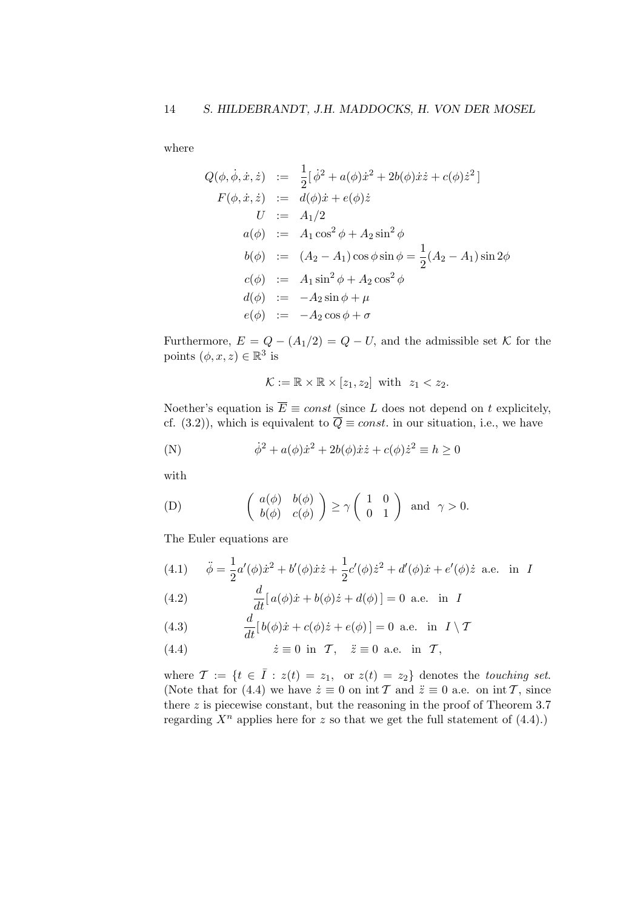where

$$
\begin{aligned}
Q(\phi,\dot\phi,\dot x,\dot z) &:= \frac{1}{2}[\,\dot\phi^2 + a(\phi)\dot x^2 + 2b(\phi)\dot x\dot z + c(\phi)\dot z^2\,]\\
F(\phi,\dot x,\dot z) &:= d(\phi)\dot x + e(\phi)\dot z\\
U &:= A_1/2\\
a(\phi) &:= A_1\cos^2\phi + A_2\sin^2\phi\\
b(\phi) &:= (A_2 - A_1)\cos\phi\sin\phi = \frac{1}{2}(A_2-A_1)\sin 2\phi\\
c(\phi) &:= A_1\sin^2\phi + A_2\cos^2\phi\\
d(\phi) &:= -A_2\sin\phi + \mu\\
e(\phi) &:= -A_2\cos\phi + \sigma
\end{aligned}
$$

Furthermore, $E = Q - (A_1/2) = Q - U$, and the admissible set $\mathcal{K}$ for the points $(\phi, x, z) \in \mathbb{R}^3$ is

$$\mathcal{K} := \mathbb{R}\times\mathbb{R}\times[z_1, z_2] \;\text{ with }\; z_1 < z_2.$$

Noether's equation is $\overline{E} \equiv const$ (since $L$ does not depend on $t$ explicitely, cf. (3.2)), which is equivalent to $\overline{Q} \equiv const.$ in our situation, i.e., we have

$$\text{(N)}\qquad \dot\phi^2 + a(\phi)\dot x^2 + 2b(\phi)\dot x\dot z + c(\phi)\dot z^2 \equiv h \geq 0$$

with

$$\text{(D)}\qquad \begin{pmatrix} a(\phi) & b(\phi)\\ b(\phi) & c(\phi)\end{pmatrix} \geq \gamma\begin{pmatrix} 1 & 0\\ 0 & 1\end{pmatrix} \;\text{ and }\; \gamma > 0.$$

The Euler equations are

$$\text{(4.1)}\qquad \ddot\phi = \frac{1}{2}a'(\phi)\dot x^2 + b'(\phi)\dot x\dot z + \frac{1}{2}c'(\phi)\dot z^2 + d'(\phi)\dot x + e'(\phi)\dot z \;\text{ a.e. in }\; I$$

$$\text{(4.2)}\qquad \frac{d}{dt}[\,a(\phi)\dot x + b(\phi)\dot z + d(\phi)\,] = 0 \;\text{ a.e. in }\; I$$

$$\text{(4.3)}\qquad \frac{d}{dt}[\,b(\phi)\dot x + c(\phi)\dot z + e(\phi)\,] = 0 \;\text{ a.e. in }\; I\setminus\mathcal{T}$$

$$\text{(4.4)}\qquad \dot z \equiv 0 \;\text{ in }\; \mathcal{T}, \quad \ddot z \equiv 0 \;\text{ a.e. in }\; \mathcal{T},$$

where $\mathcal{T} := \{t \in \bar I : z(t) = z_1, \;\text{ or }\; z(t) = z_2\}$ denotes the *touching set*. (Note that for (4.4) we have $\dot z \equiv 0$ on $\operatorname{int}\mathcal{T}$ and $\ddot z \equiv 0$ a.e. on $\operatorname{int}\mathcal{T}$, since there $z$ is piecewise constant, but the reasoning in the proof of Theorem 3.7 regarding $X^n$ applies here for $z$ so that we get the full statement of (4.4).)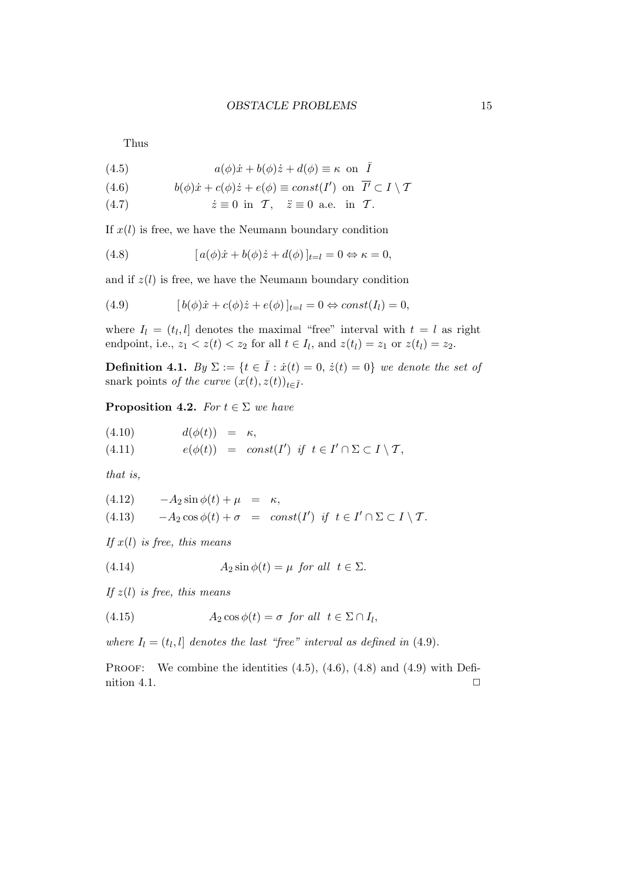Thus

$$a(\phi)\dot{x} + b(\phi)\dot{z} + d(\phi) \equiv \kappa \ \text{ on } \ \bar{I} \tag{4.5}$$

$$b(\phi)\dot{x} + c(\phi)\dot{z} + e(\phi) \equiv const(I') \ \text{ on } \ \overline{I'} \subset I \setminus \mathcal{T} \tag{4.6}$$

$$\dot{z} \equiv 0 \ \text{ in } \ \mathcal{T}, \quad \ddot{z} \equiv 0 \ \text{ a.e. in } \ \mathcal{T}. \tag{4.7}$$

If $x(l)$ is free, we have the Neumann boundary condition

$$[\, a(\phi)\dot{x} + b(\phi)\dot{z} + d(\phi)\,]_{t=l} = 0 \Leftrightarrow \kappa = 0, \tag{4.8}$$

and if $z(l)$ is free, we have the Neumann boundary condition

$$[\, b(\phi)\dot{x} + c(\phi)\dot{z} + e(\phi)\,]_{t=l} = 0 \Leftrightarrow const(I_l) = 0, \tag{4.9}$$

where $I_l = (t_l, l]$ denotes the maximal "free" interval with $t = l$ as right endpoint, i.e., $z_1 < z(t) < z_2$ for all $t \in I_l$, and $z(t_l) = z_1$ or $z(t_l) = z_2$.

**Definition 4.1.** *By* $\Sigma := \{t \in \bar{I} : \dot{x}(t) = 0,\ \dot{z}(t) = 0\}$ *we denote the set of* snark points *of the curve* $(x(t), z(t))_{t \in \bar{I}}$.

**Proposition 4.2.** *For* $t \in \Sigma$ *we have*

$$d(\phi(t)) \ = \ \kappa, \tag{4.10}$$

$$e(\phi(t)) \ = \ const(I') \ \text{ if } \ t \in I' \cap \Sigma \subset I \setminus \mathcal{T}, \tag{4.11}$$

*that is,*

$$-A_2 \sin\phi(t) + \mu \ = \ \kappa, \tag{4.12}$$

$$-A_2 \cos\phi(t) + \sigma \ = \ const(I') \ \text{ if } \ t \in I' \cap \Sigma \subset I \setminus \mathcal{T}. \tag{4.13}$$

*If* $x(l)$ *is free, this means*

$$A_2 \sin\phi(t) = \mu \ \text{ for all } \ t \in \Sigma. \tag{4.14}$$

*If* $z(l)$ *is free, this means*

$$A_2 \cos\phi(t) = \sigma \ \text{ for all } \ t \in \Sigma \cap I_l, \tag{4.15}$$

*where* $I_l = (t_l, l]$ *denotes the last "free" interval as defined in* (4.9).

Proof: We combine the identities (4.5), (4.6), (4.8) and (4.9) with Definition 4.1. $\square$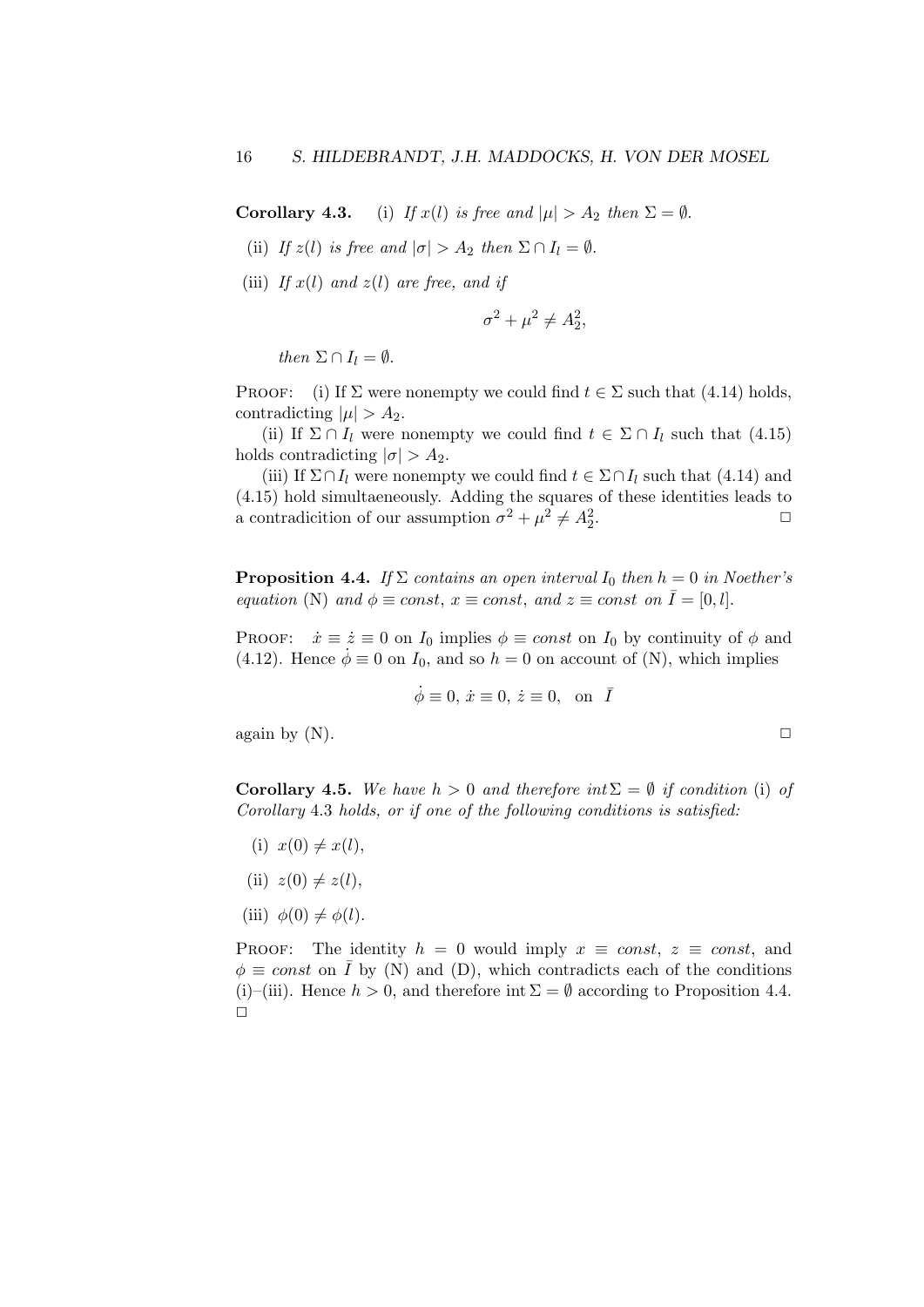**Corollary 4.3.** (i) *If $x(l)$ is free and $|\mu| > A_2$ then $\Sigma = \emptyset$.*

(ii) *If $z(l)$ is free and $|\sigma| > A_2$ then $\Sigma \cap I_l = \emptyset$.*

(iii) *If $x(l)$ and $z(l)$ are free, and if*

$$\sigma^2 + \mu^2 \neq A_2^2,$$

*then $\Sigma \cap I_l = \emptyset$.*

Proof: (i) If $\Sigma$ were nonempty we could find $t \in \Sigma$ such that (4.14) holds, contradicting $|\mu| > A_2$.

(ii) If $\Sigma \cap I_l$ were nonempty we could find $t \in \Sigma \cap I_l$ such that (4.15) holds contradicting $|\sigma| > A_2$.

(iii) If $\Sigma \cap I_l$ were nonempty we could find $t \in \Sigma \cap I_l$ such that (4.14) and (4.15) hold simultaeneously. Adding the squares of these identities leads to a contradicition of our assumption $\sigma^2 + \mu^2 \neq A_2^2$. □

**Proposition 4.4.** *If $\Sigma$ contains an open interval $I_0$ then $h = 0$ in Noether's equation* (N) *and $\phi \equiv const$, $x \equiv const$, and $z \equiv const$ on $\bar{I} = [0, l]$.*

Proof: $\dot{x} \equiv \dot{z} \equiv 0$ on $I_0$ implies $\phi \equiv const$ on $I_0$ by continuity of $\phi$ and (4.12). Hence $\dot{\phi} \equiv 0$ on $I_0$, and so $h = 0$ on account of (N), which implies

$$\dot{\phi} \equiv 0, \, \dot{x} \equiv 0, \, \dot{z} \equiv 0, \quad \text{on} \quad \bar{I}$$

again by (N). □

**Corollary 4.5.** *We have $h > 0$ and therefore $int \Sigma = \emptyset$ if condition* (i) *of Corollary* 4.3 *holds, or if one of the following conditions is satisfied:*

(i) $x(0) \neq x(l)$,

(ii) $z(0) \neq z(l)$,

(iii) $\phi(0) \neq \phi(l)$.

Proof: The identity $h = 0$ would imply $x \equiv const$, $z \equiv const$, and $\phi \equiv const$ on $\bar{I}$ by (N) and (D), which contradicts each of the conditions (i)–(iii). Hence $h > 0$, and therefore $\operatorname{int} \Sigma = \emptyset$ according to Proposition 4.4. □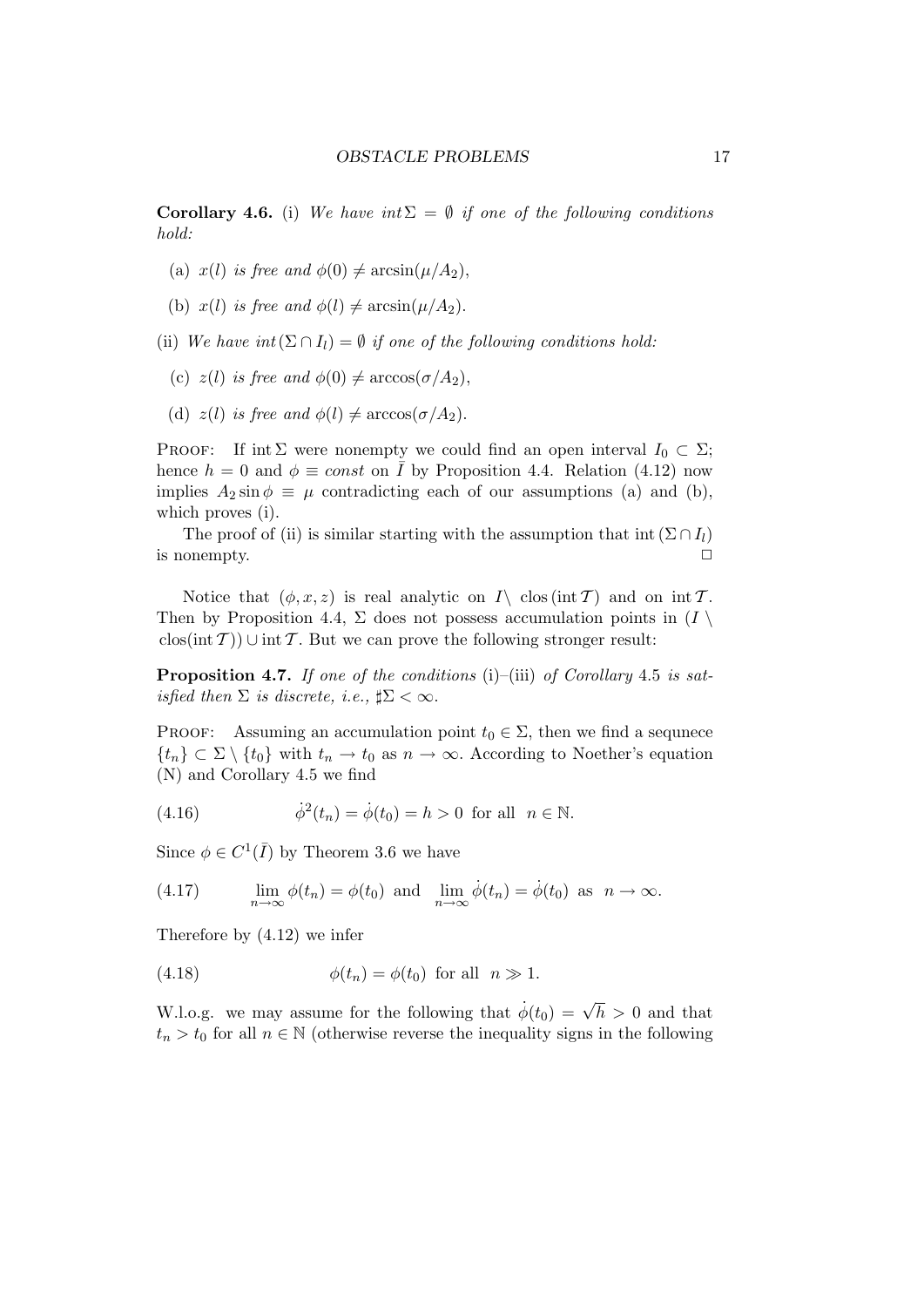**Corollary 4.6.** (i) *We have* $\mathrm{int}\,\Sigma = \emptyset$ *if one of the following conditions hold:*

(a) $x(l)$ *is free and* $\phi(0) \neq \arcsin(\mu/A_2)$,

(b) $x(l)$ *is free and* $\phi(l) \neq \arcsin(\mu/A_2)$.

(ii) *We have* $\mathrm{int}\,(\Sigma \cap I_l) = \emptyset$ *if one of the following conditions hold:*

(c) $z(l)$ *is free and* $\phi(0) \neq \arccos(\sigma/A_2)$,

(d) $z(l)$ *is free and* $\phi(l) \neq \arccos(\sigma/A_2)$.

Proof: If $\mathrm{int}\,\Sigma$ were nonempty we could find an open interval $I_0 \subset \Sigma$; hence $h = 0$ and $\phi \equiv const$ on $\bar{I}$ by Proposition 4.4. Relation (4.12) now implies $A_2 \sin\phi \equiv \mu$ contradicting each of our assumptions (a) and (b), which proves (i).

The proof of (ii) is similar starting with the assumption that $\mathrm{int}\,(\Sigma \cap I_l)$ is nonempty. $\square$

Notice that $(\phi, x, z)$ is real analytic on $I \setminus \mathrm{clos}\,(\mathrm{int}\,\mathcal{T})$ and on $\mathrm{int}\,\mathcal{T}$. Then by Proposition 4.4, $\Sigma$ does not possess accumulation points in $(I \setminus \mathrm{clos}(\mathrm{int}\,\mathcal{T})) \cup \mathrm{int}\,\mathcal{T}$. But we can prove the following stronger result:

**Proposition 4.7.** *If one of the conditions* (i)–(iii) *of Corollary* 4.5 *is satisfied then* $\Sigma$ *is discrete, i.e.,* $\sharp\Sigma < \infty$.

Proof: Assuming an accumulation point $t_0 \in \Sigma$, then we find a sequnece $\{t_n\} \subset \Sigma \setminus \{t_0\}$ with $t_n \to t_0$ as $n \to \infty$. According to Noether's equation (N) and Corollary 4.5 we find

$$\dot{\phi}^2(t_n) = \dot{\phi}(t_0) = h > 0 \ \text{ for all } \ n \in \mathbb{N}. \tag{4.16}$$

Since $\phi \in C^1(\bar{I})$ by Theorem 3.6 we have

$$\lim_{n\to\infty} \phi(t_n) = \phi(t_0) \ \text{ and } \ \lim_{n\to\infty} \dot{\phi}(t_n) = \dot{\phi}(t_0) \ \text{ as } \ n \to \infty. \tag{4.17}$$

Therefore by (4.12) we infer

$$\phi(t_n) = \phi(t_0) \ \text{ for all } \ n \gg 1. \tag{4.18}$$

W.l.o.g. we may assume for the following that $\dot{\phi}(t_0) = \sqrt{h} > 0$ and that $t_n > t_0$ for all $n \in \mathbb{N}$ (otherwise reverse the inequality signs in the following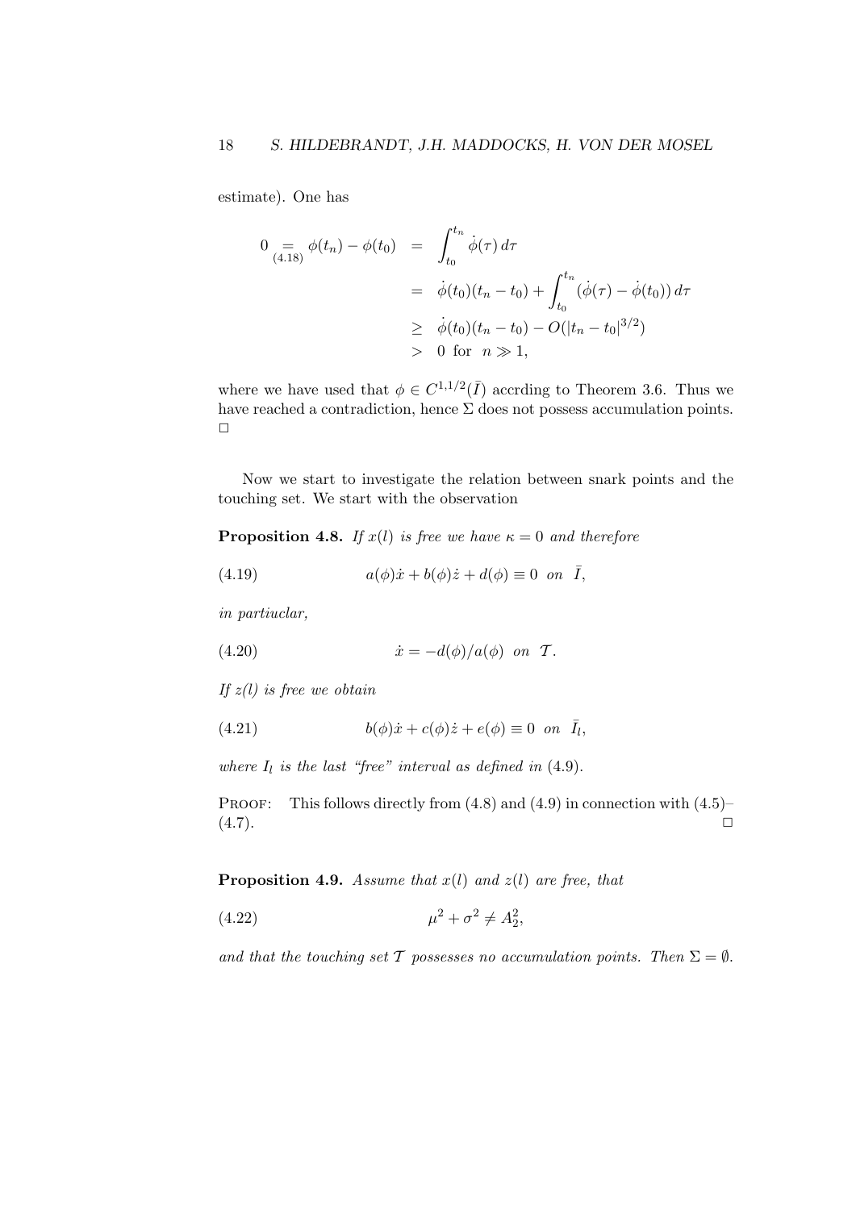estimate). One has

$$
\begin{aligned}
0 \underset{(4.18)}{=} \phi(t_n) - \phi(t_0) &= \int_{t_0}^{t_n} \dot{\phi}(\tau)\, d\tau \\
&= \dot{\phi}(t_0)(t_n - t_0) + \int_{t_0}^{t_n} (\dot{\phi}(\tau) - \dot{\phi}(t_0))\, d\tau \\
&\geq \dot{\phi}(t_0)(t_n - t_0) - O(|t_n - t_0|^{3/2}) \\
&> 0 \;\text{ for }\; n \gg 1,
\end{aligned}
$$

where we have used that $\phi \in C^{1,1/2}(\bar{I})$ accrding to Theorem 3.6. Thus we have reached a contradiction, hence $\Sigma$ does not possess accumulation points. □

Now we start to investigate the relation between snark points and the touching set. We start with the observation

**Proposition 4.8.** *If $x(l)$ is free we have $\kappa = 0$ and therefore*

$$
a(\phi)\dot{x} + b(\phi)\dot{z} + d(\phi) \equiv 0 \;\; on \;\; \bar{I}, \tag{4.19}
$$

*in partiuclar,*

$$
\dot{x} = -d(\phi)/a(\phi) \;\; on \;\; \mathcal{T}. \tag{4.20}
$$

*If $z(l)$ is free we obtain*

$$
b(\phi)\dot{x} + c(\phi)\dot{z} + e(\phi) \equiv 0 \;\; on \;\; \bar{I}_l, \tag{4.21}
$$

*where $I_l$ is the last "free" interval as defined in* (4.9).

Proof: This follows directly from (4.8) and (4.9) in connection with (4.5)–(4.7). □

**Proposition 4.9.** *Assume that $x(l)$ and $z(l)$ are free, that*

$$
\mu^2 + \sigma^2 \neq A_2^2, \tag{4.22}
$$

*and that the touching set $\mathcal{T}$ possesses no accumulation points. Then $\Sigma = \emptyset$.*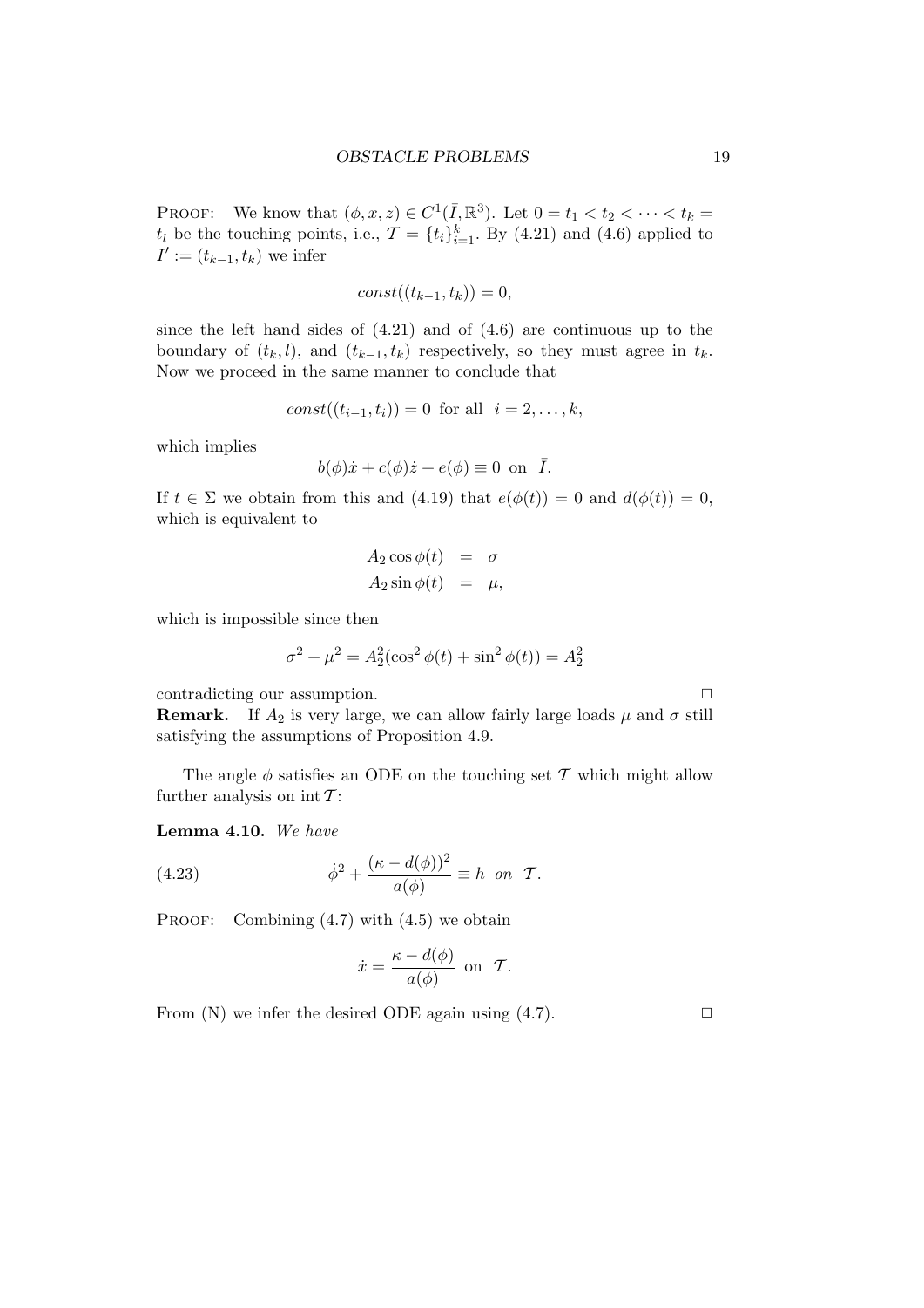Proof: We know that $(\phi, x, z) \in C^1(\bar{I}, \mathbb{R}^3)$. Let $0 = t_1 < t_2 < \cdots < t_k = t_l$ be the touching points, i.e., $\mathcal{T} = \{t_i\}_{i=1}^k$. By (4.21) and (4.6) applied to $I' := (t_{k-1}, t_k)$ we infer

$$const((t_{k-1}, t_k)) = 0,$$

since the left hand sides of (4.21) and of (4.6) are continuous up to the boundary of $(t_k, l)$, and $(t_{k-1}, t_k)$ respectively, so they must agree in $t_k$. Now we proceed in the same manner to conclude that

$$const((t_{i-1}, t_i)) = 0 \text{ for all } \; i = 2, \ldots, k,$$

which implies

$$b(\phi)\dot{x} + c(\phi)\dot{z} + e(\phi) \equiv 0 \text{ on } \; \bar{I}.$$

If $t \in \Sigma$ we obtain from this and (4.19) that $e(\phi(t)) = 0$ and $d(\phi(t)) = 0$, which is equivalent to

$$\begin{aligned} A_2 \cos\phi(t) &= \sigma \\ A_2 \sin\phi(t) &= \mu, \end{aligned}$$

which is impossible since then

$$\sigma^2 + \mu^2 = A_2^2(\cos^2\phi(t) + \sin^2\phi(t)) = A_2^2$$

contradicting our assumption. □

**Remark.** If $A_2$ is very large, we can allow fairly large loads $\mu$ and $\sigma$ still satisfying the assumptions of Proposition 4.9.

The angle $\phi$ satisfies an ODE on the touching set $\mathcal{T}$ which might allow further analysis on $\operatorname{int}\mathcal{T}$:

**Lemma 4.10.** *We have*

$$\dot{\phi}^2 + \frac{(\kappa - d(\phi))^2}{a(\phi)} \equiv h \;\; on \;\; \mathcal{T}. \tag{4.23}$$

Proof: Combining (4.7) with (4.5) we obtain

$$\dot{x} = \frac{\kappa - d(\phi)}{a(\phi)} \text{ on } \; \mathcal{T}.$$

From (N) we infer the desired ODE again using (4.7). □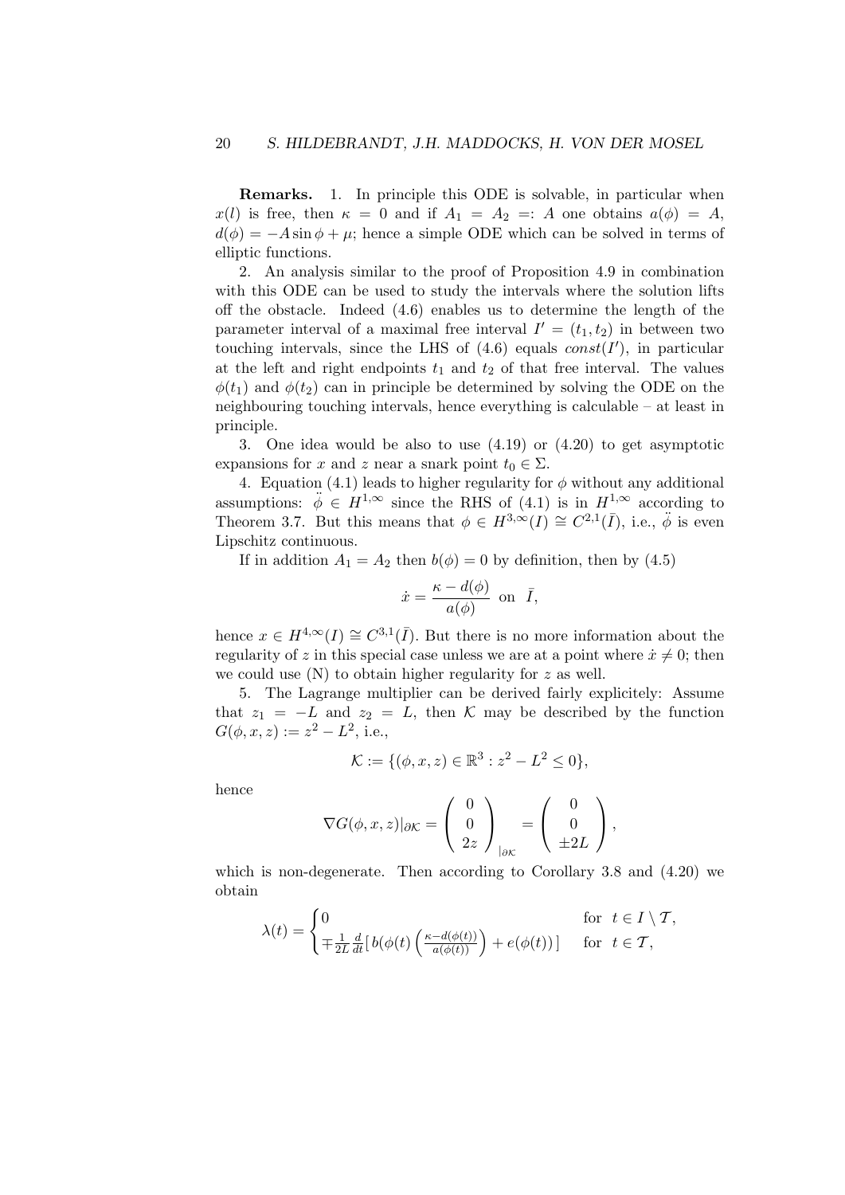**Remarks.** 1. In principle this ODE is solvable, in particular when $x(l)$ is free, then $\kappa = 0$ and if $A_1 = A_2 =: A$ one obtains $a(\phi) = A$, $d(\phi) = -A \sin\phi + \mu$; hence a simple ODE which can be solved in terms of elliptic functions.

2. An analysis similar to the proof of Proposition 4.9 in combination with this ODE can be used to study the intervals where the solution lifts off the obstacle. Indeed (4.6) enables us to determine the length of the parameter interval of a maximal free interval $I' = (t_1, t_2)$ in between two touching intervals, since the LHS of (4.6) equals $const(I')$, in particular at the left and right endpoints $t_1$ and $t_2$ of that free interval. The values $\phi(t_1)$ and $\phi(t_2)$ can in principle be determined by solving the ODE on the neighbouring touching intervals, hence everything is calculable – at least in principle.

3. One idea would be also to use (4.19) or (4.20) to get asymptotic expansions for $x$ and $z$ near a snark point $t_0 \in \Sigma$.

4. Equation (4.1) leads to higher regularity for $\phi$ without any additional assumptions: $\ddot{\phi} \in H^{1,\infty}$ since the RHS of (4.1) is in $H^{1,\infty}$ according to Theorem 3.7. But this means that $\phi \in H^{3,\infty}(I) \cong C^{2,1}(\bar{I})$, i.e., $\ddot{\phi}$ is even Lipschitz continuous.

If in addition $A_1 = A_2$ then $b(\phi) = 0$ by definition, then by (4.5)

$$\dot{x} = \frac{\kappa - d(\phi)}{a(\phi)} \text{ on } \bar{I},$$

hence $x \in H^{4,\infty}(I) \cong C^{3,1}(\bar{I})$. But there is no more information about the regularity of $z$ in this special case unless we are at a point where $\dot{x} \neq 0$; then we could use (N) to obtain higher regularity for $z$ as well.

5. The Lagrange multiplier can be derived fairly explicitely: Assume that $z_1 = -L$ and $z_2 = L$, then $\mathcal{K}$ may be described by the function $G(\phi, x, z) := z^2 - L^2$, i.e.,

$$\mathcal{K} := \{(\phi, x, z) \in \mathbb{R}^3 : z^2 - L^2 \leq 0\},$$

hence

$$\nabla G(\phi, x, z)|_{\partial\mathcal{K}} = \begin{pmatrix} 0 \\ 0 \\ 2z \end{pmatrix}_{|\partial\mathcal{K}} = \begin{pmatrix} 0 \\ 0 \\ \pm 2L \end{pmatrix},$$

which is non-degenerate. Then according to Corollary 3.8 and (4.20) we obtain

$$\lambda(t) = \begin{cases} 0 & \text{for } t \in I \setminus \mathcal{T}, \\ \mp \frac{1}{2L} \frac{d}{dt} \big[ \, b(\phi(t) \left( \frac{\kappa - d(\phi(t))}{a(\phi(t))} \right) + e(\phi(t)) \, \big] & \text{for } t \in \mathcal{T}, \end{cases}$$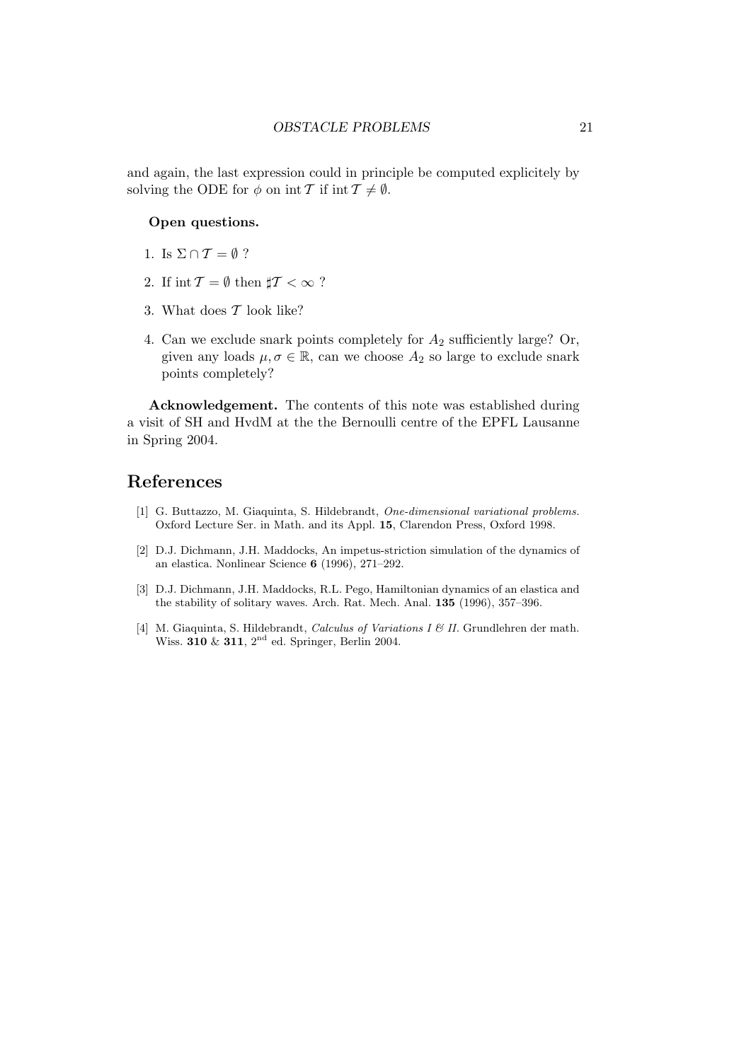and again, the last expression could in principle be computed explicitely by solving the ODE for $\phi$ on $\operatorname{int} \mathcal{T}$ if $\operatorname{int} \mathcal{T} \neq \emptyset$.

**Open questions.**

1. Is $\Sigma \cap \mathcal{T} = \emptyset$ ?
2. If $\operatorname{int} \mathcal{T} = \emptyset$ then $\sharp \mathcal{T} < \infty$ ?
3. What does $\mathcal{T}$ look like?
4. Can we exclude snark points completely for $A_2$ sufficiently large? Or, given any loads $\mu, \sigma \in \mathbb{R}$, can we choose $A_2$ so large to exclude snark points completely?

**Acknowledgement.** The contents of this note was established during a visit of SH and HvdM at the the Bernoulli centre of the EPFL Lausanne in Spring 2004.

# References

[1] G. Buttazzo, M. Giaquinta, S. Hildebrandt, *One-dimensional variational problems.* Oxford Lecture Ser. in Math. and its Appl. **15**, Clarendon Press, Oxford 1998.

[2] D.J. Dichmann, J.H. Maddocks, An impetus-striction simulation of the dynamics of an elastica. Nonlinear Science **6** (1996), 271–292.

[3] D.J. Dichmann, J.H. Maddocks, R.L. Pego, Hamiltonian dynamics of an elastica and the stability of solitary waves. Arch. Rat. Mech. Anal. **135** (1996), 357–396.

[4] M. Giaquinta, S. Hildebrandt, *Calculus of Variations I & II.* Grundlehren der math. Wiss. **310** & **311**, 2nd ed. Springer, Berlin 2004.